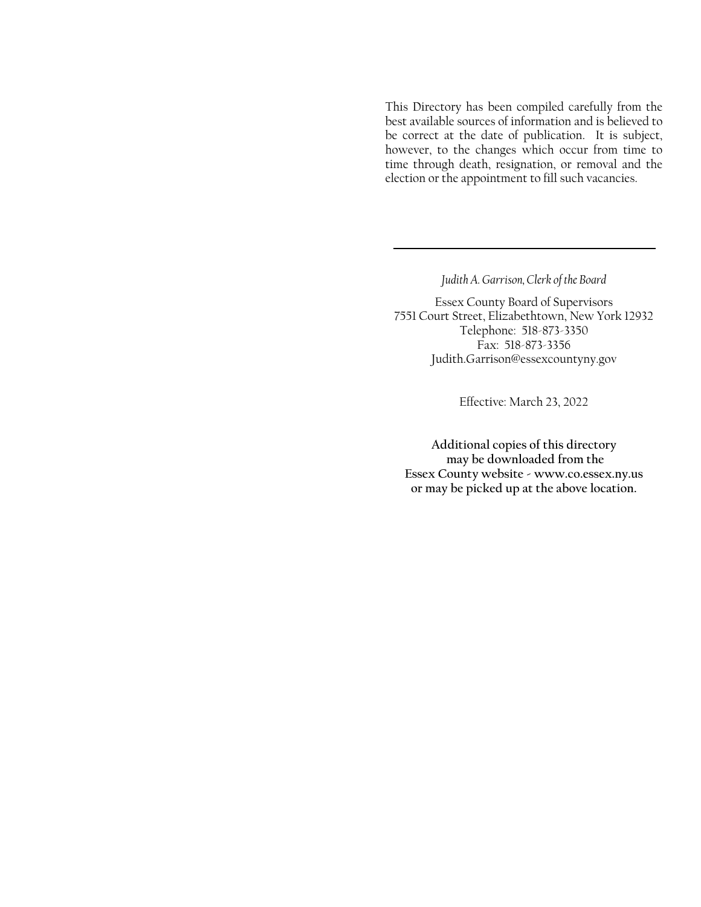This Directory has been compiled carefully from the best available sources of information and is believed to be correct at the date of publication. It is subject, however, to the changes which occur from time to time through death, resignation, or removal and the election or the appointment to fill such vacancies.

---

*Judith A. Garrison, Clerk of the Board*

Essex County Board of Supervisors
7551 Court Street, Elizabethtown, New York 12932
Telephone: 518-873-3350
Fax: 518-873-3356
Judith.Garrison@essexcountyny.gov

Effective: March 23, 2022

**Additional copies of this directory may be downloaded from the Essex County website - www.co.essex.ny.us or may be picked up at the above location.**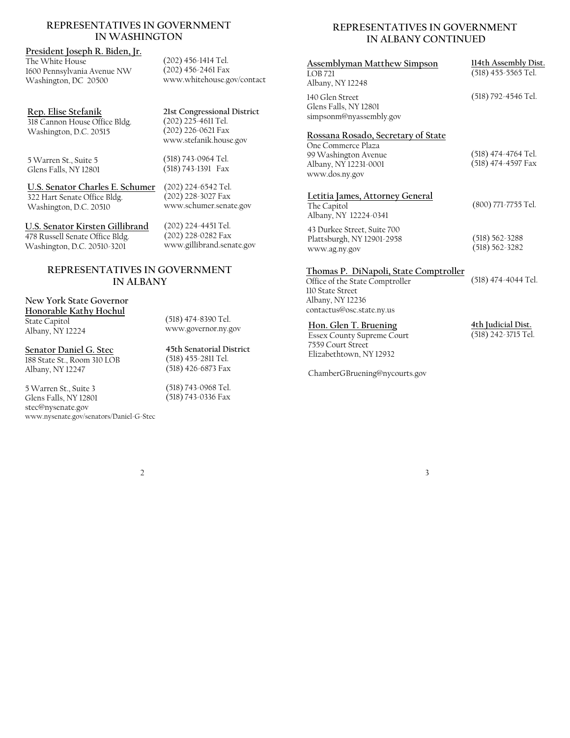## REPRESENTATIVES IN GOVERNMENT IN WASHINGTON

**President Joseph R. Biden, Jr.**
The White House
1600 Pennsylvania Avenue NW
Washington, DC 20500
(202) 456-1414 Tel.
(202) 456-2461 Fax
www.whitehouse.gov/contact

**Rep. Elise Stefanik** — **21st Congressional District**
318 Cannon House Office Bldg.
Washington, D.C. 20515
(202) 225-4611 Tel.
(202) 226-0621 Fax
www.stefanik.house.gov

5 Warren St., Suite 5
Glens Falls, NY 12801
(518) 743-0964 Tel.
(518) 743-1391 Fax

**U.S. Senator Charles E. Schumer**
322 Hart Senate Office Bldg.
Washington, D.C. 20510
(202) 224-6542 Tel.
(202) 228-3027 Fax
www.schumer.senate.gov

**U.S. Senator Kirsten Gillibrand**
478 Russell Senate Office Bldg.
Washington, D.C. 20510-3201
(202) 224-4451 Tel.
(202) 228-0282 Fax
www.gillibrand.senate.gov

## REPRESENTATIVES IN GOVERNMENT IN ALBANY

**New York State Governor**
**Honorable Kathy Hochul**
State Capitol
Albany, NY 12224
(518) 474-8390 Tel.
www.governor.ny.gov

**Senator Daniel G. Stec** — **45th Senatorial District**
188 State St., Room 310 LOB
Albany, NY 12247
(518) 455-2811 Tel.
(518) 426-6873 Fax

5 Warren St., Suite 3
Glens Falls, NY 12801
(518) 743-0968 Tel.
(518) 743-0336 Fax
stec@nysenate.gov
www.nysenate.gov/senators/Daniel-G-Stec

## REPRESENTATIVES IN GOVERNMENT IN ALBANY CONTINUED

**Assemblyman Matthew Simpson** — **114th Assembly Dist.**
LOB 721
Albany, NY 12248
(518) 455-5565 Tel.

140 Glen Street
Glens Falls, NY 12801
(518) 792-4546 Tel.
simpsonm@nyassembly.gov

**Rossana Rosado, Secretary of State**
One Commerce Plaza
99 Washington Avenue
Albany, NY 12231-0001
(518) 474-4764 Tel.
(518) 474-4597 Fax
www.dos.ny.gov

**Letitia James, Attorney General**
The Capitol
Albany, NY 12224-0341
(800) 771-7755 Tel.

43 Durkee Street, Suite 700
Plattsburgh, NY 12901-2958
(518) 562-3288
(518) 562-3282
www.ag.ny.gov

**Thomas P. DiNapoli, State Comptroller**
Office of the State Comptroller
110 State Street
Albany, NY 12236
(518) 474-4044 Tel.
contactus@osc.state.ny.us

**Hon. Glen T. Bruening** — **4th Judicial Dist.**
Essex County Supreme Court
7559 Court Street
Elizabethtown, NY 12932
(518) 242-3715 Tel.

ChamberGBruening@nycourts.gov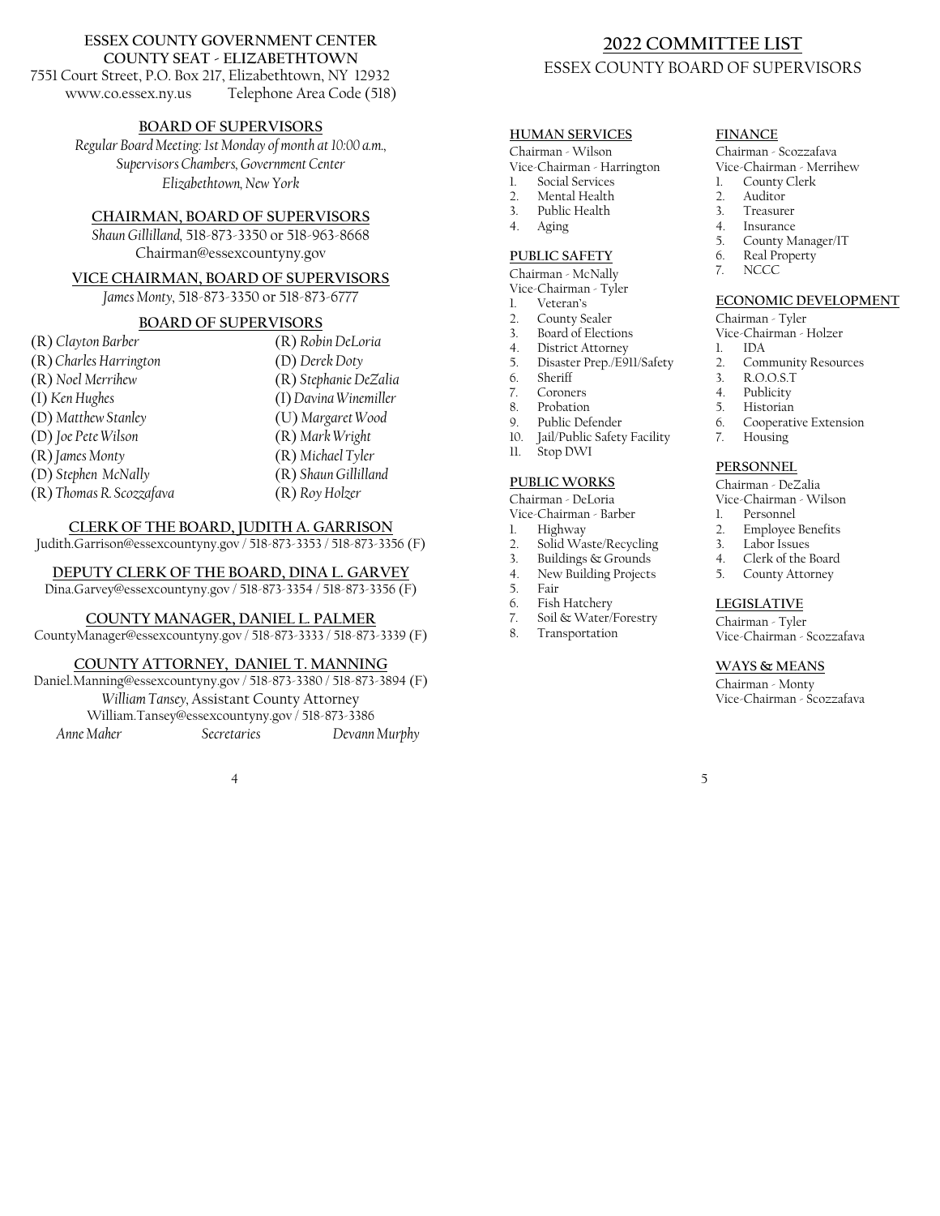**ESSEX COUNTY GOVERNMENT CENTER**
**COUNTY SEAT - ELIZABETHTOWN**
7551 Court Street, P.O. Box 217, Elizabethtown, NY 12932
www.co.essex.ny.us Telephone Area Code (518)

## BOARD OF SUPERVISORS

*Regular Board Meeting: 1st Monday of month at 10:00 a.m., Supervisors Chambers, Government Center Elizabethtown, New York*

## CHAIRMAN, BOARD OF SUPERVISORS

*Shaun Gillilland*, 518-873-3350 or 518-963-8668
Chairman@essexcountyny.gov

## VICE CHAIRMAN, BOARD OF SUPERVISORS

*James Monty*, 518-873-3350 or 518-873-6777

## BOARD OF SUPERVISORS

| | |
|---|---|
| (R) *Clayton Barber* | (R) *Robin DeLoria* |
| (R) *Charles Harrington* | (D) *Derek Doty* |
| (R) *Noel Merrihew* | (R) *Stephanie DeZalia* |
| (I) *Ken Hughes* | (I) *Davina Winemiller* |
| (D) *Matthew Stanley* | (U) *Margaret Wood* |
| (D) *Joe Pete Wilson* | (R) *Mark Wright* |
| (R) *James Monty* | (R) *Michael Tyler* |
| (D) *Stephen McNally* | (R) *Shaun Gillilland* |
| (R) *Thomas R. Scozzafava* | (R) *Roy Holzer* |

## CLERK OF THE BOARD, JUDITH A. GARRISON

Judith.Garrison@essexcountyny.gov / 518-873-3353 / 518-873-3356 (F)

## DEPUTY CLERK OF THE BOARD, DINA L. GARVEY

Dina.Garvey@essexcountyny.gov / 518-873-3354 / 518-873-3356 (F)

## COUNTY MANAGER, DANIEL L. PALMER

CountyManager@essexcountyny.gov / 518-873-3333 / 518-873-3339 (F)

## COUNTY ATTORNEY, DANIEL T. MANNING

Daniel.Manning@essexcountyny.gov / 518-873-3380 / 518-873-3894 (F)
*William Tansey*, Assistant County Attorney
William.Tansey@essexcountyny.gov / 518-873-3386
*Anne Maher* *Secretaries* *Devann Murphy*

# 2022 COMMITTEE LIST

ESSEX COUNTY BOARD OF SUPERVISORS

### HUMAN SERVICES

Chairman - Wilson
Vice-Chairman - Harrington

1. Social Services
2. Mental Health
3. Public Health
4. Aging

### PUBLIC SAFETY

Chairman - McNally
Vice-Chairman - Tyler

1. Veteran's
2. County Sealer
3. Board of Elections
4. District Attorney
5. Disaster Prep./E911/Safety
6. Sheriff
7. Coroners
8. Probation
9. Public Defender
10. Jail/Public Safety Facility
11. Stop DWI

### PUBLIC WORKS

Chairman - DeLoria
Vice-Chairman - Barber

1. Highway
2. Solid Waste/Recycling
3. Buildings & Grounds
4. New Building Projects
5. Fair
6. Fish Hatchery
7. Soil & Water/Forestry
8. Transportation

### FINANCE

Chairman - Scozzafava
Vice-Chairman - Merrihew

1. County Clerk
2. Auditor
3. Treasurer
4. Insurance
5. County Manager/IT
6. Real Property
7. NCCC

### ECONOMIC DEVELOPMENT

Chairman - Tyler
Vice-Chairman - Holzer

1. IDA
2. Community Resources
3. R.O.O.S.T
4. Publicity
5. Historian
6. Cooperative Extension
7. Housing

### PERSONNEL

Chairman - DeZalia
Vice-Chairman - Wilson

1. Personnel
2. Employee Benefits
3. Labor Issues
4. Clerk of the Board
5. County Attorney

### LEGISLATIVE

Chairman - Tyler
Vice-Chairman - Scozzafava

### WAYS & MEANS

Chairman - Monty
Vice-Chairman - Scozzafava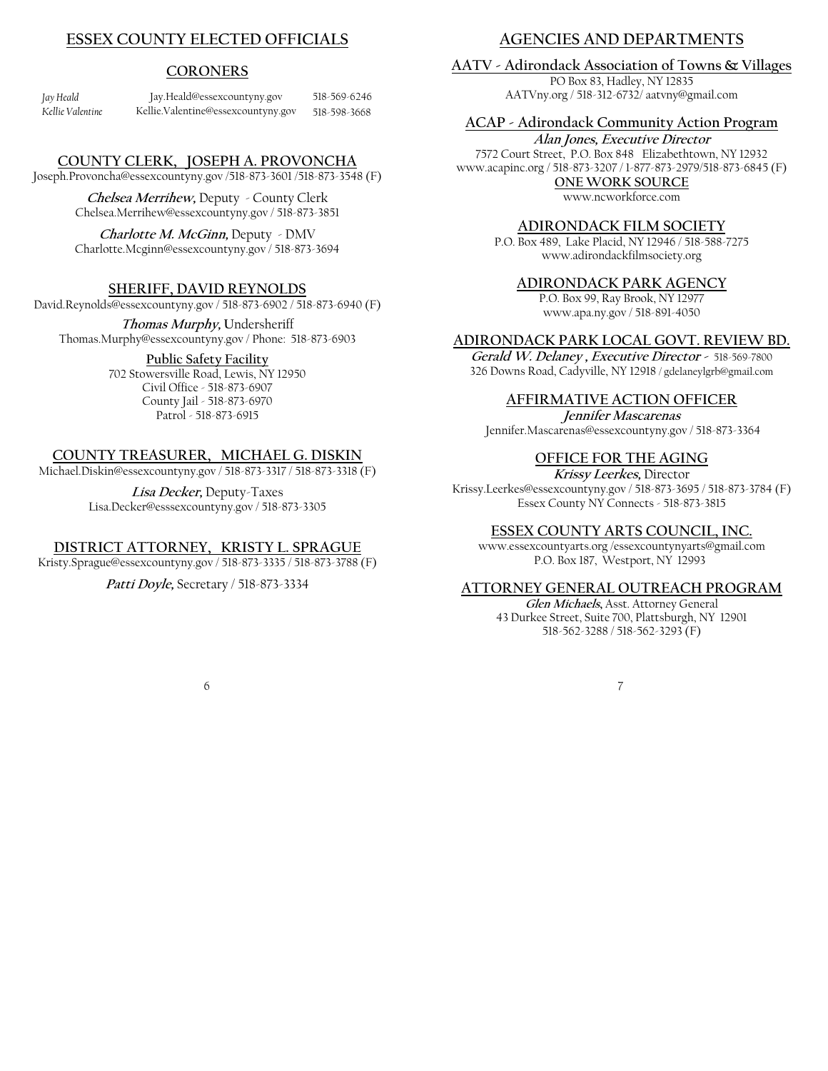## ESSEX COUNTY ELECTED OFFICIALS

### CORONERS

| | | |
|---|---|---|
| *Jay Heald* | Jay.Heald@essexcountyny.gov | 518-569-6246 |
| *Kellie Valentine* | Kellie.Valentine@essexcountyny.gov | 518-598-3668 |

### COUNTY CLERK, JOSEPH A. PROVONCHA

Joseph.Provoncha@essexcountyny.gov /518-873-3601 /518-873-3548 (F)

***Chelsea Merrihew,*** Deputy - County Clerk
Chelsea.Merrihew@essexcountyny.gov / 518-873-3851

***Charlotte M. McGinn,*** Deputy - DMV
Charlotte.Mcginn@essexcountyny.gov / 518-873-3694

### SHERIFF, DAVID REYNOLDS

David.Reynolds@essexcountyny.gov / 518-873-6902 / 518-873-6940 (F)

***Thomas Murphy,*** Undersheriff
Thomas.Murphy@essexcountyny.gov / Phone: 518-873-6903

**Public Safety Facility**
702 Stowersville Road, Lewis, NY 12950
Civil Office - 518-873-6907
County Jail - 518-873-6970
Patrol - 518-873-6915

### COUNTY TREASURER, MICHAEL G. DISKIN

Michael.Diskin@essexcountyny.gov / 518-873-3317 / 518-873-3318 (F)

***Lisa Decker,*** Deputy-Taxes
Lisa.Decker@esssexcountyny.gov / 518-873-3305

### DISTRICT ATTORNEY, KRISTY L. SPRAGUE

Kristy.Sprague@essexcountyny.gov / 518-873-3335 / 518-873-3788 (F)

***Patti Doyle,*** Secretary / 518-873-3334

## AGENCIES AND DEPARTMENTS

### AATV - Adirondack Association of Towns & Villages

PO Box 83, Hadley, NY 12835
AATVny.org / 518-312-6732/ aatvny@gmail.com

### ACAP - Adirondack Community Action Program

***Alan Jones, Executive Director***
7572 Court Street, P.O. Box 848 Elizabethtown, NY 12932
www.acapinc.org / 518-873-3207 / 1-877-873-2979/518-873-6845 (F)

**ONE WORK SOURCE**
www.ncworkforce.com

### ADIRONDACK FILM SOCIETY

P.O. Box 489, Lake Placid, NY 12946 / 518-588-7275
www.adirondackfilmsociety.org

### ADIRONDACK PARK AGENCY

P.O. Box 99, Ray Brook, NY 12977
www.apa.ny.gov / 518-891-4050

### ADIRONDACK PARK LOCAL GOVT. REVIEW BD.

***Gerald W. Delaney , Executive Director*** - 518-569-7800
326 Downs Road, Cadyville, NY 12918 / gdelaneylgrb@gmail.com

### AFFIRMATIVE ACTION OFFICER

***Jennifer Mascarenas***
Jennifer.Mascarenas@essexcountyny.gov / 518-873-3364

### OFFICE FOR THE AGING

***Krissy Leerkes,*** Director
Krissy.Leerkes@essexcountyny.gov / 518-873-3695 / 518-873-3784 (F)
Essex County NY Connects - 518-873-3815

### ESSEX COUNTY ARTS COUNCIL, INC.

www.essexcountyarts.org /essexcountynyarts@gmail.com
P.O. Box 187, Westport, NY 12993

### ATTORNEY GENERAL OUTREACH PROGRAM

***Glen Michaels,*** Asst. Attorney General
43 Durkee Street, Suite 700, Plattsburgh, NY 12901
518-562-3288 / 518-562-3293 (F)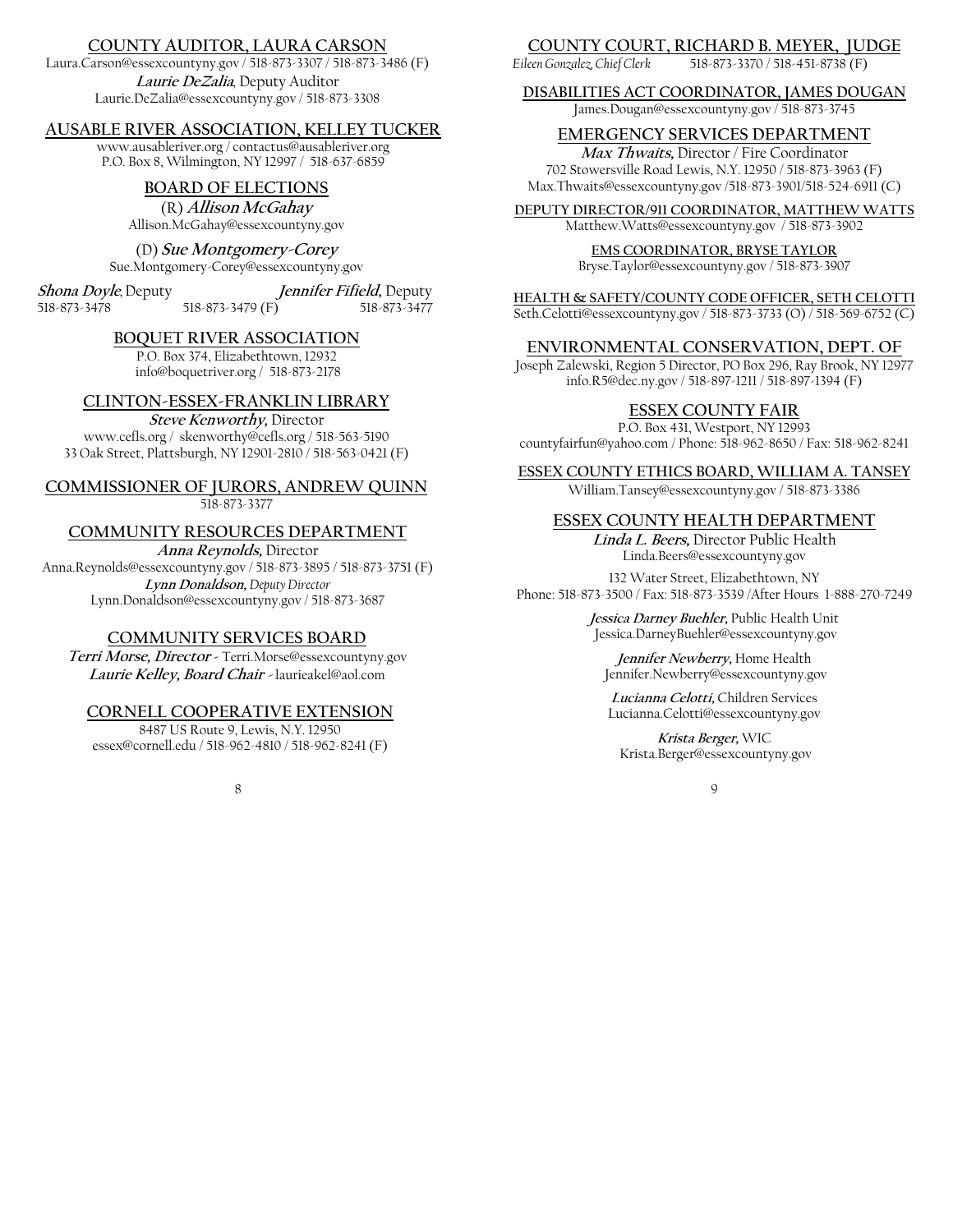## COUNTY AUDITOR, LAURA CARSON

Laura.Carson@essexcountyny.gov / 518-873-3307 / 518-873-3486 (F)

**Laurie DeZalia**, Deputy Auditor
Laurie.DeZalia@essexcountyny.gov / 518-873-3308

## AUSABLE RIVER ASSOCIATION, KELLEY TUCKER

www.ausableriver.org / contactus@ausableriver.org
P.O. Box 8, Wilmington, NY 12997 / 518-637-6859

## BOARD OF ELECTIONS

(R) **Allison McGahay**
Allison.McGahay@essexcountyny.gov

(D) **Sue Montgomery-Corey**
Sue.Montgomery-Corey@essexcountyny.gov

**Shona Doyle**, Deputy — 518-873-3478
518-873-3479 (F)
**Jennifer Fifield,** Deputy — 518-873-3477

## BOQUET RIVER ASSOCIATION

P.O. Box 374, Elizabethtown, 12932
info@boquetriver.org / 518-873-2178

## CLINTON-ESSEX-FRANKLIN LIBRARY

**Steve Kenworthy,** Director
www.cefls.org / skenworthy@cefls.org / 518-563-5190
33 Oak Street, Plattsburgh, NY 12901-2810 / 518-563-0421 (F)

## COMMISSIONER OF JURORS, ANDREW QUINN

518-873-3377

## COMMUNITY RESOURCES DEPARTMENT

**Anna Reynolds,** Director
Anna.Reynolds@essexcountyny.gov / 518-873-3895 / 518-873-3751 (F)
**Lynn Donaldson,** *Deputy Director*
Lynn.Donaldson@essexcountyny.gov / 518-873-3687

## COMMUNITY SERVICES BOARD

**Terri Morse, Director** - Terri.Morse@essexcountyny.gov
**Laurie Kelley, Board Chair** - laurieakel@aol.com

## CORNELL COOPERATIVE EXTENSION

8487 US Route 9, Lewis, N.Y. 12950
essex@cornell.edu / 518-962-4810 / 518-962-8241 (F)

## COUNTY COURT, RICHARD B. MEYER, JUDGE

*Eileen Gonzalez, Chief Clerk* 518-873-3370 / 518-451-8738 (F)

## DISABILITIES ACT COORDINATOR, JAMES DOUGAN

James.Dougan@essexcountyny.gov / 518-873-3745

## EMERGENCY SERVICES DEPARTMENT

**Max Thwaits,** Director / Fire Coordinator
702 Stowersville Road Lewis, N.Y. 12950 / 518-873-3963 (F)
Max.Thwaits@essexcountyny.gov /518-873-3901/518-524-6911 (C)

### DEPUTY DIRECTOR/911 COORDINATOR, MATTHEW WATTS

Matthew.Watts@essexcountyny.gov / 518-873-3902

### EMS COORDINATOR, BRYSE TAYLOR

Bryse.Taylor@essexcountyny.gov / 518-873-3907

### HEALTH & SAFETY/COUNTY CODE OFFICER, SETH CELOTTI

Seth.Celotti@essexcountyny.gov / 518-873-3733 (O) / 518-569-6752 (C)

## ENVIRONMENTAL CONSERVATION, DEPT. OF

Joseph Zalewski, Region 5 Director, PO Box 296, Ray Brook, NY 12977
info.R5@dec.ny.gov / 518-897-1211 / 518-897-1394 (F)

## ESSEX COUNTY FAIR

P.O. Box 431, Westport, NY 12993
countyfairfun@yahoo.com / Phone: 518-962-8650 / Fax: 518-962-8241

## ESSEX COUNTY ETHICS BOARD, WILLIAM A. TANSEY

William.Tansey@essexcountyny.gov / 518-873-3386

## ESSEX COUNTY HEALTH DEPARTMENT

**Linda L. Beers,** Director Public Health
Linda.Beers@essexcountyny.gov

132 Water Street, Elizabethtown, NY
Phone: 518-873-3500 / Fax: 518-873-3539 /After Hours 1-888-270-7249

**Jessica Darney Buehler,** Public Health Unit
Jessica.DarneyBuehler@essexcountyny.gov

**Jennifer Newberry,** Home Health
Jennifer.Newberry@essexcountyny.gov

**Lucianna Celotti,** Children Services
Lucianna.Celotti@essexcountyny.gov

**Krista Berger,** WIC
Krista.Berger@essexcountyny.gov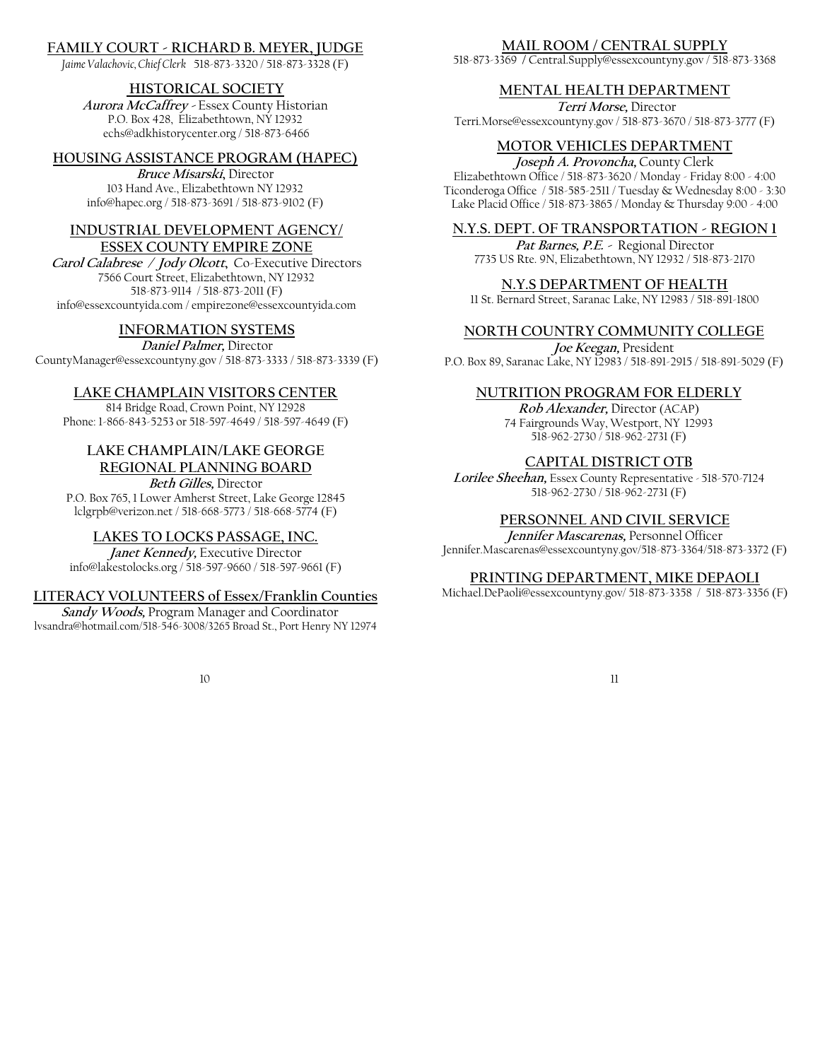## FAMILY COURT - RICHARD B. MEYER, JUDGE

*Jaime Valachovic, Chief Clerk* 518-873-3320 / 518-873-3328 (F)

## HISTORICAL SOCIETY

**Aurora McCaffrey** - Essex County Historian
P.O. Box 428, Elizabethtown, NY 12932
echs@adkhistorycenter.org / 518-873-6466

## HOUSING ASSISTANCE PROGRAM (HAPEC)

**Bruce Misarski**, Director
103 Hand Ave., Elizabethtown NY 12932
info@hapec.org / 518-873-3691 / 518-873-9102 (F)

## INDUSTRIAL DEVELOPMENT AGENCY/ ESSEX COUNTY EMPIRE ZONE

**Carol Calabrese / Jody Olcott**, Co-Executive Directors
7566 Court Street, Elizabethtown, NY 12932
518-873-9114 / 518-873-2011 (F)
info@essexcountyida.com / empirezone@essexcountyida.com

## INFORMATION SYSTEMS

**Daniel Palmer,** Director
CountyManager@essexcountyny.gov / 518-873-3333 / 518-873-3339 (F)

## LAKE CHAMPLAIN VISITORS CENTER

814 Bridge Road, Crown Point, NY 12928
Phone: 1-866-843-5253 or 518-597-4649 / 518-597-4649 (F)

## LAKE CHAMPLAIN/LAKE GEORGE REGIONAL PLANNING BOARD

**Beth Gilles,** Director
P.O. Box 765, 1 Lower Amherst Street, Lake George 12845
lclgrpb@verizon.net / 518-668-5773 / 518-668-5774 (F)

## LAKES TO LOCKS PASSAGE, INC.

**Janet Kennedy,** Executive Director
info@lakestolocks.org / 518-597-9660 / 518-597-9661 (F)

## LITERACY VOLUNTEERS of Essex/Franklin Counties

**Sandy Woods,** Program Manager and Coordinator
lvsandra@hotmail.com/518-546-3008/3265 Broad St., Port Henry NY 12974

## MAIL ROOM / CENTRAL SUPPLY

518-873-3369 / Central.Supply@essexcountyny.gov / 518-873-3368

## MENTAL HEALTH DEPARTMENT

**Terri Morse,** Director
Terri.Morse@essexcountyny.gov / 518-873-3670 / 518-873-3777 (F)

## MOTOR VEHICLES DEPARTMENT

**Joseph A. Provoncha,** County Clerk
Elizabethtown Office / 518-873-3620 / Monday - Friday 8:00 - 4:00
Ticonderoga Office / 518-585-2511 / Tuesday & Wednesday 8:00 - 3:30
Lake Placid Office / 518-873-3865 / Monday & Thursday 9:00 - 4:00

## N.Y.S. DEPT. OF TRANSPORTATION - REGION 1

**Pat Barnes, P.E.** - Regional Director
7735 US Rte. 9N, Elizabethtown, NY 12932 / 518-873-2170

## N.Y.S DEPARTMENT OF HEALTH

11 St. Bernard Street, Saranac Lake, NY 12983 / 518-891-1800

## NORTH COUNTRY COMMUNITY COLLEGE

**Joe Keegan,** President
P.O. Box 89, Saranac Lake, NY 12983 / 518-891-2915 / 518-891-5029 (F)

## NUTRITION PROGRAM FOR ELDERLY

**Rob Alexander,** Director (ACAP)
74 Fairgrounds Way, Westport, NY 12993
518-962-2730 / 518-962-2731 (F)

## CAPITAL DISTRICT OTB

**Lorilee Sheehan,** Essex County Representative - 518-570-7124
518-962-2730 / 518-962-2731 (F)

## PERSONNEL AND CIVIL SERVICE

**Jennifer Mascarenas,** Personnel Officer
Jennifer.Mascarenas@essexcountyny.gov/518-873-3364/518-873-3372 (F)

## PRINTING DEPARTMENT, MIKE DEPAOLI

Michael.DePaoli@essexcountyny.gov/ 518-873-3358 / 518-873-3356 (F)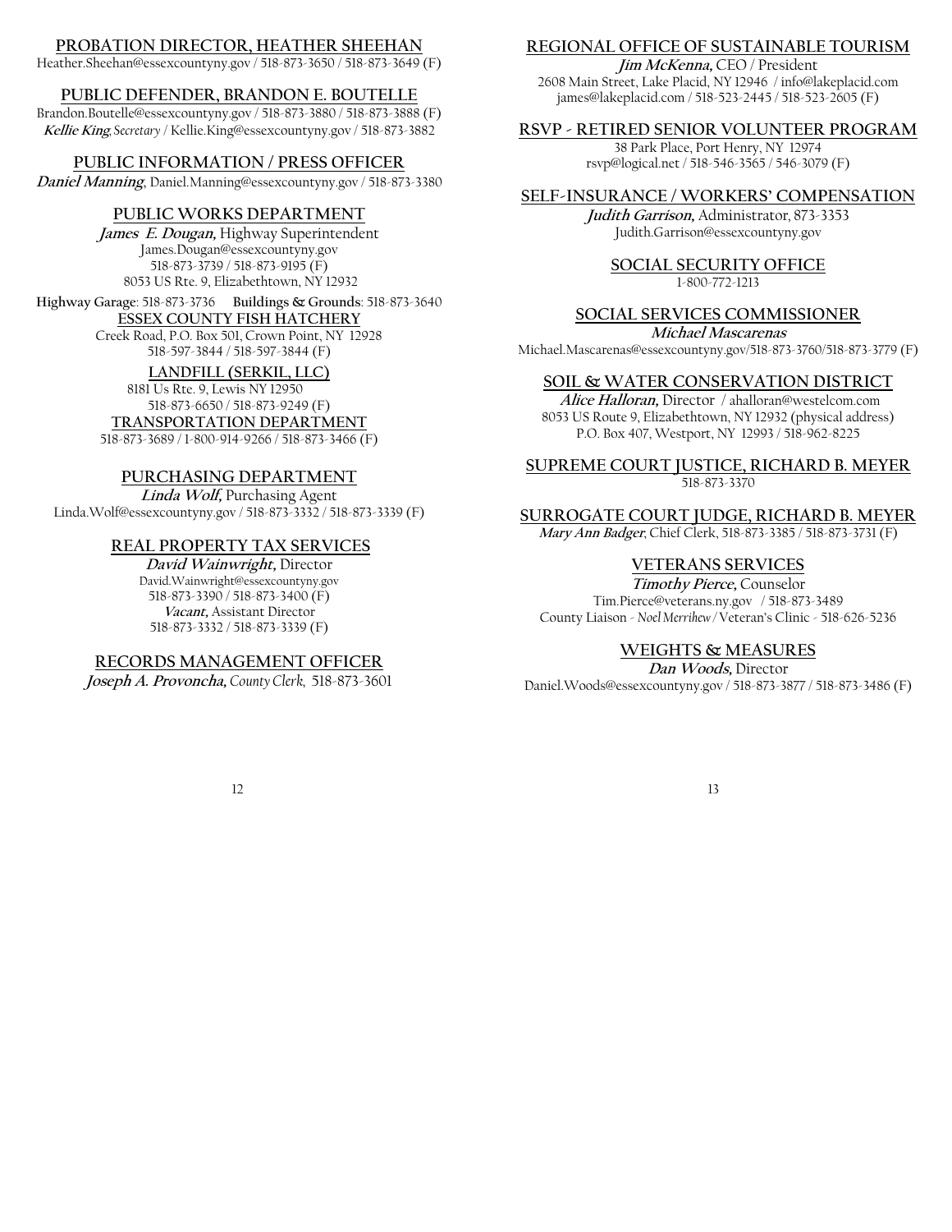## PROBATION DIRECTOR, HEATHER SHEEHAN

Heather.Sheehan@essexcountyny.gov / 518-873-3650 / 518-873-3649 (F)

## PUBLIC DEFENDER, BRANDON E. BOUTELLE

Brandon.Boutelle@essexcountyny.gov / 518-873-3880 / 518-873-3888 (F)
***Kellie King**, Secretary* / Kellie.King@essexcountyny.gov / 518-873-3882

## PUBLIC INFORMATION / PRESS OFFICER

***Daniel Manning***, Daniel.Manning@essexcountyny.gov / 518-873-3380

## PUBLIC WORKS DEPARTMENT

***James E. Dougan,*** Highway Superintendent
James.Dougan@essexcountyny.gov
518-873-3739 / 518-873-9195 (F)
8053 US Rte. 9, Elizabethtown, NY 12932

**Highway Garage**: 518-873-3736 **Buildings & Grounds**: 518-873-3640

### ESSEX COUNTY FISH HATCHERY

Creek Road, P.O. Box 501, Crown Point, NY 12928
518-597-3844 / 518-597-3844 (F)

### LANDFILL (SERKIL, LLC)

8181 Us Rte. 9, Lewis NY 12950
518-873-6650 / 518-873-9249 (F)

### TRANSPORTATION DEPARTMENT

518-873-3689 / 1-800-914-9266 / 518-873-3466 (F)

## PURCHASING DEPARTMENT

***Linda Wolf,*** Purchasing Agent
Linda.Wolf@essexcountyny.gov / 518-873-3332 / 518-873-3339 (F)

## REAL PROPERTY TAX SERVICES

***David Wainwright,*** Director
David.Wainwright@essexcountyny.gov
518-873-3390 / 518-873-3400 (F)
***Vacant,*** Assistant Director
518-873-3332 / 518-873-3339 (F)

## RECORDS MANAGEMENT OFFICER

***Joseph A. Provoncha,** County Clerk*, 518-873-3601

## REGIONAL OFFICE OF SUSTAINABLE TOURISM

***Jim McKenna,*** CEO / President
2608 Main Street, Lake Placid, NY 12946 / info@lakeplacid.com
james@lakeplacid.com / 518-523-2445 / 518-523-2605 (F)

## RSVP - RETIRED SENIOR VOLUNTEER PROGRAM

38 Park Place, Port Henry, NY 12974
rsvp@logical.net / 518-546-3565 / 546-3079 (F)

## SELF-INSURANCE / WORKERS' COMPENSATION

***Judith Garrison,*** Administrator, 873-3353
Judith.Garrison@essexcountyny.gov

## SOCIAL SECURITY OFFICE

1-800-772-1213

## SOCIAL SERVICES COMMISSIONER

***Michael Mascarenas***
Michael.Mascarenas@essexcountyny.gov/518-873-3760/518-873-3779 (F)

## SOIL & WATER CONSERVATION DISTRICT

***Alice Halloran,*** Director / ahalloran@westelcom.com
8053 US Route 9, Elizabethtown, NY 12932 (physical address)
P.O. Box 407, Westport, NY 12993 / 518-962-8225

## SUPREME COURT JUSTICE, RICHARD B. MEYER

518-873-3370

## SURROGATE COURT JUDGE, RICHARD B. MEYER

***Mary Ann Badger***, Chief Clerk, 518-873-3385 / 518-873-3731 (F)

## VETERANS SERVICES

***Timothy Pierce,*** Counselor
Tim.Pierce@veterans.ny.gov / 518-873-3489
County Liaison - *Noel Merrihew* / Veteran's Clinic - 518-626-5236

## WEIGHTS & MEASURES

***Dan Woods,*** Director
Daniel.Woods@essexcountyny.gov / 518-873-3877 / 518-873-3486 (F)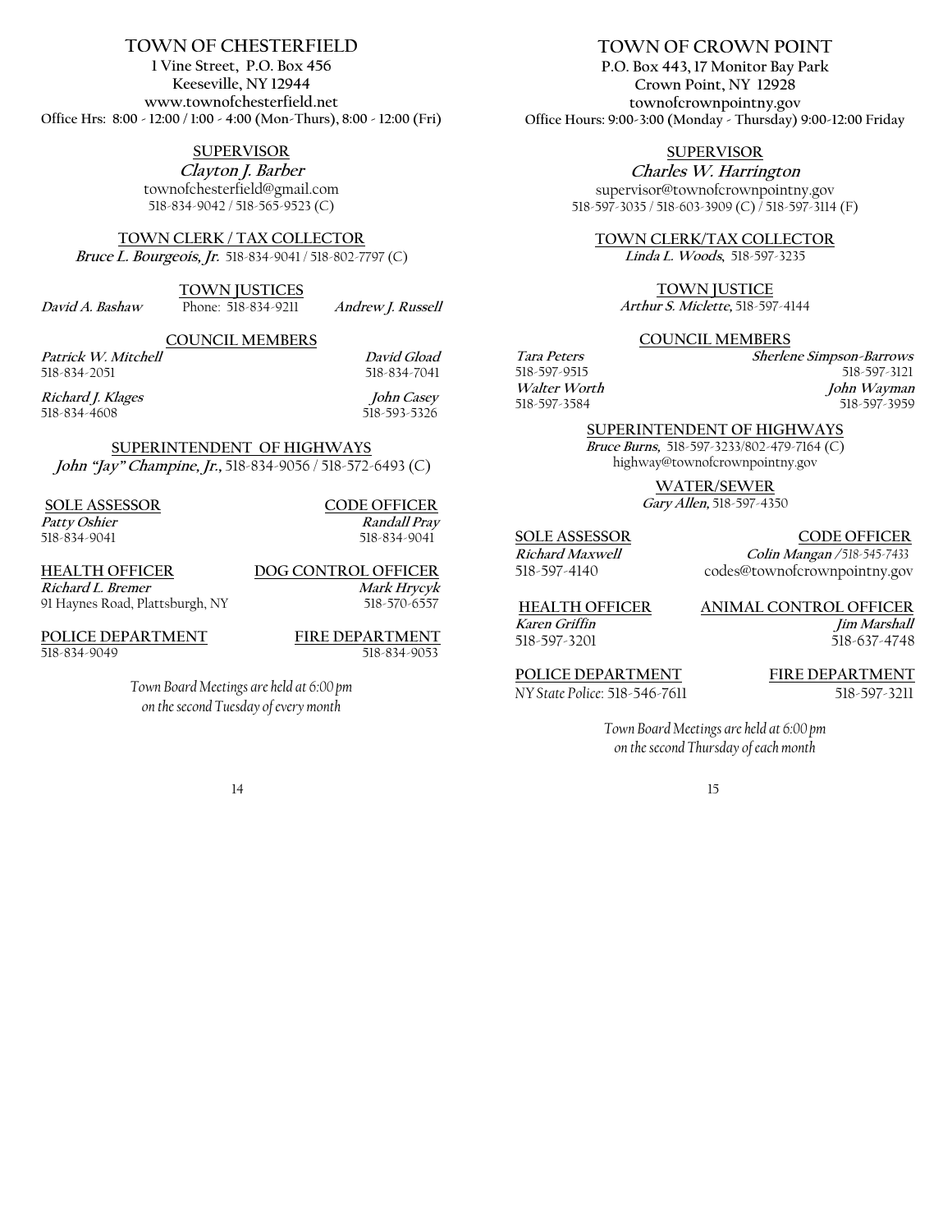# TOWN OF CHESTERFIELD

**1 Vine Street, P.O. Box 456**
**Keeseville, NY 12944**
**www.townofchesterfield.net**
**Office Hrs: 8:00 - 12:00 / 1:00 - 4:00 (Mon-Thurs), 8:00 - 12:00 (Fri)**

## SUPERVISOR

***Clayton J. Barber***
townofchesterfield@gmail.com
518-834-9042 / 518-565-9523 (C)

## TOWN CLERK / TAX COLLECTOR

***Bruce L. Bourgeois, Jr.*** 518-834-9041 / 518-802-7797 (C)

## TOWN JUSTICES

***David A. Bashaw*** Phone: 518-834-9211 ***Andrew J. Russell***

## COUNCIL MEMBERS

***Patrick W. Mitchell***
518-834-2051

***David Gload***
518-834-7041

***Richard J. Klages***
518-834-4608

***John Casey***
518-593-5326

## SUPERINTENDENT OF HIGHWAYS

***John "Jay" Champine, Jr.***, 518-834-9056 / 518-572-6493 (C)

## SOLE ASSESSOR

***Patty Oshier***
518-834-9041

## CODE OFFICER

***Randall Pray***
518-834-9041

## HEALTH OFFICER

***Richard L. Bremer***
91 Haynes Road, Plattsburgh, NY

## DOG CONTROL OFFICER

***Mark Hrycyk***
518-570-6557

## POLICE DEPARTMENT

518-834-9049

## FIRE DEPARTMENT

518-834-9053

*Town Board Meetings are held at 6:00 pm on the second Tuesday of every month*

# TOWN OF CROWN POINT

**P.O. Box 443, 17 Monitor Bay Park**
**Crown Point, NY 12928**
**townofcrownpointny.gov**
**Office Hours: 9:00-3:00 (Monday - Thursday) 9:00-12:00 Friday**

## SUPERVISOR

***Charles W. Harrington***
supervisor@townofcrownpointny.gov
518-597-3035 / 518-603-3909 (C) / 518-597-3114 (F)

## TOWN CLERK/TAX COLLECTOR

***Linda L. Woods***, 518-597-3235

## TOWN JUSTICE

***Arthur S. Miclette***, 518-597-4144

## COUNCIL MEMBERS

***Tara Peters***
518-597-9515

***Sherlene Simpson-Barrows***
518-597-3121

***Walter Worth***
518-597-3584

***John Wayman***
518-597-3959

## SUPERINTENDENT OF HIGHWAYS

***Bruce Burns***, 518-597-3233/802-479-7164 (C)
highway@townofcrownpointny.gov

## WATER/SEWER

***Gary Allen***, 518-597-4350

## SOLE ASSESSOR

***Richard Maxwell***
518-597-4140

## CODE OFFICER

***Colin Mangan*** / 518-545-7433
codes@townofcrownpointny.gov

## HEALTH OFFICER

***Karen Griffin***
518-597-3201

## ANIMAL CONTROL OFFICER

***Jim Marshall***
518-637-4748

## POLICE DEPARTMENT

*NY State Police*: 518-546-7611

## FIRE DEPARTMENT

518-597-3211

*Town Board Meetings are held at 6:00 pm on the second Thursday of each month*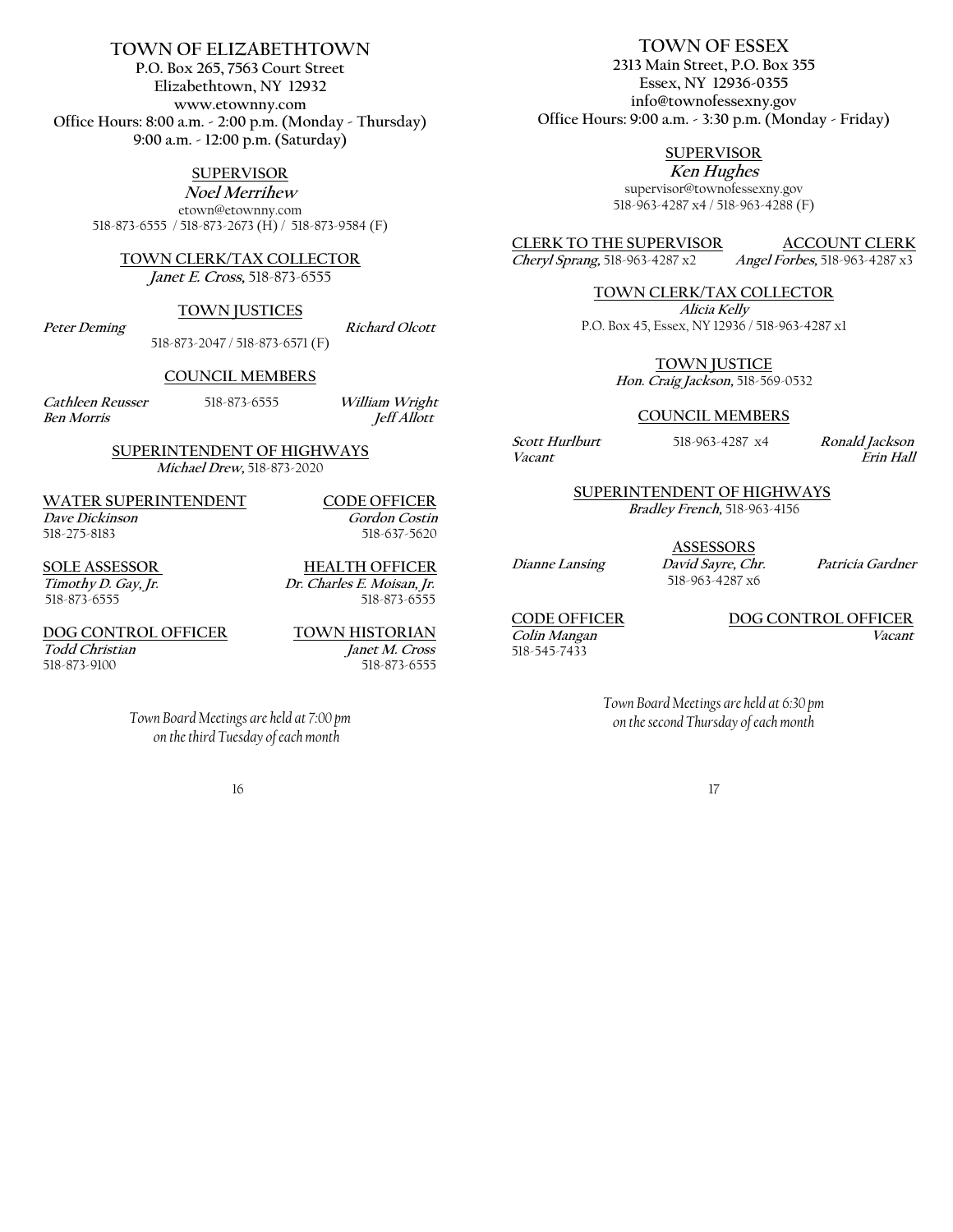# TOWN OF ELIZABETHTOWN

**P.O. Box 265, 7563 Court Street**
**Elizabethtown, NY 12932**
**www.etownny.com**
**Office Hours: 8:00 a.m. - 2:00 p.m. (Monday - Thursday)**
**9:00 a.m. - 12:00 p.m. (Saturday)**

## SUPERVISOR

***Noel Merrihew***
etown@etownny.com
518-873-6555 / 518-873-2673 (H) / 518-873-9584 (F)

## TOWN CLERK/TAX COLLECTOR

***Janet E. Cross,*** 518-873-6555

## TOWN JUSTICES

***Peter Deming*** ***Richard Olcott***
518-873-2047 / 518-873-6571 (F)

## COUNCIL MEMBERS

***Cathleen Reusser*** ***William Wright***
***Ben Morris*** ***Jeff Allott***
518-873-6555

## SUPERINTENDENT OF HIGHWAYS

***Michael Drew,*** 518-873-2020

## WATER SUPERINTENDENT

***Dave Dickinson***
518-275-8183

## CODE OFFICER

***Gordon Costin***
518-637-5620

## SOLE ASSESSOR

***Timothy D. Gay, Jr.***
518-873-6555

## HEALTH OFFICER

***Dr. Charles E. Moisan, Jr.***
518-873-6555

## DOG CONTROL OFFICER

***Todd Christian***
518-873-9100

## TOWN HISTORIAN

***Janet M. Cross***
518-873-6555

*Town Board Meetings are held at 7:00 pm on the third Tuesday of each month*

# TOWN OF ESSEX

**2313 Main Street, P.O. Box 355**
**Essex, NY 12936-0355**
**info@townofessexny.gov**
**Office Hours: 9:00 a.m. - 3:30 p.m. (Monday - Friday)**

## SUPERVISOR

***Ken Hughes***
supervisor@townofessexny.gov
518-963-4287 x4 / 518-963-4288 (F)

## CLERK TO THE SUPERVISOR

***Cheryl Sprang,*** 518-963-4287 x2

## ACCOUNT CLERK

***Angel Forbes,*** 518-963-4287 x3

## TOWN CLERK/TAX COLLECTOR

***Alicia Kelly***
P.O. Box 45, Essex, NY 12936 / 518-963-4287 x1

## TOWN JUSTICE

***Hon. Craig Jackson,*** 518-569-0532

## COUNCIL MEMBERS

***Scott Hurlburt*** ***Ronald Jackson***
***Vacant*** ***Erin Hall***
518-963-4287 x4

## SUPERINTENDENT OF HIGHWAYS

***Bradley French,*** 518-963-4156

## ASSESSORS

***Dianne Lansing*** ***David Sayre, Chr.*** ***Patricia Gardner***
518-963-4287 x6

## CODE OFFICER

***Colin Mangan***
518-545-7433

## DOG CONTROL OFFICER

***Vacant***

*Town Board Meetings are held at 6:30 pm on the second Thursday of each month*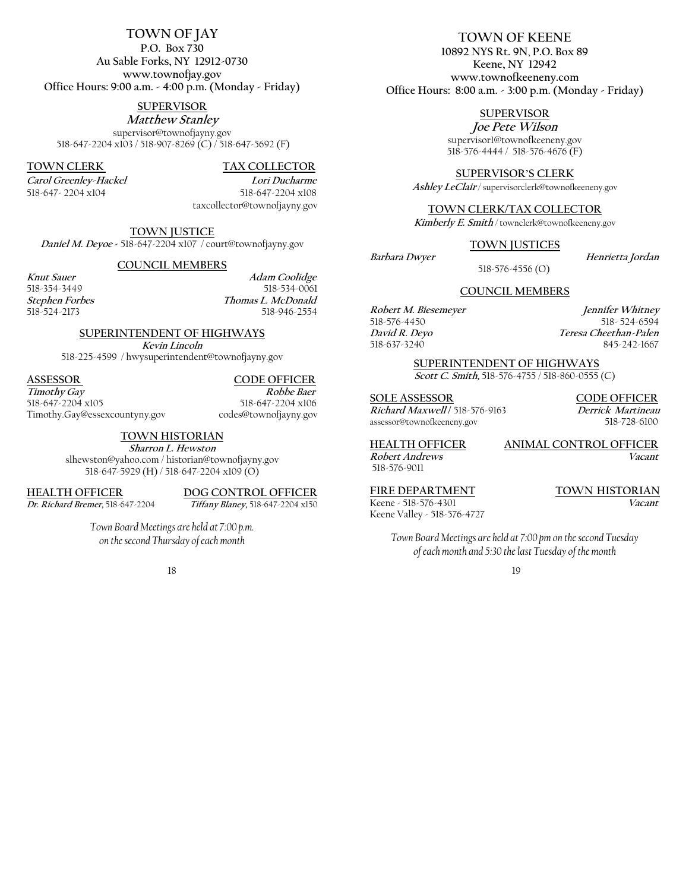# TOWN OF JAY

**P.O. Box 730**
**Au Sable Forks, NY 12912-0730**
**www.townofjay.gov**
**Office Hours: 9:00 a.m. - 4:00 p.m. (Monday - Friday)**

## SUPERVISOR

***Matthew Stanley***
supervisor@townofjayny.gov
518-647-2204 x103 / 518-907-8269 (C) / 518-647-5692 (F)

## TOWN CLERK

***Carol Greenley-Hackel***
518-647- 2204 x104

## TAX COLLECTOR

***Lori Ducharme***
518-647-2204 x108
taxcollector@townofjayny.gov

## TOWN JUSTICE

***Daniel M. Deyoe*** - 518-647-2204 x107 / court@townofjayny.gov

## COUNCIL MEMBERS

***Knut Sauer***
518-354-3449

***Adam Coolidge***
518-534-0061

***Stephen Forbes***
518-524-2173

***Thomas L. McDonald***
518-946-2554

## SUPERINTENDENT OF HIGHWAYS

***Kevin Lincoln***
518-225-4599 / hwysuperintendent@townofjayny.gov

## ASSESSOR

***Timothy Gay***
518-647-2204 x105
Timothy.Gay@essexcountyny.gov

## CODE OFFICER

***Robbe Baer***
518-647-2204 x106
codes@townofjayny.gov

## TOWN HISTORIAN

***Sharron L. Hewston***
slhewston@yahoo.com / historian@townofjayny.gov
518-647-5929 (H) / 518-647-2204 x109 (O)

## HEALTH OFFICER

***Dr. Richard Bremer,*** 518-647-2204

## DOG CONTROL OFFICER

***Tiffany Blaney,*** 518-647-2204 x150

*Town Board Meetings are held at 7:00 p.m. on the second Thursday of each month*

# TOWN OF KEENE

**10892 NYS Rt. 9N, P.O. Box 89**
**Keene, NY 12942**
**www.townofkeeneny.com**
**Office Hours: 8:00 a.m. - 3:00 p.m. (Monday - Friday)**

## SUPERVISOR

***Joe Pete Wilson***
supervisor1@townofkeeneny.gov
518-576-4444 / 518-576-4676 (F)

## SUPERVISOR'S CLERK

***Ashley LeClair*** / supervisorclerk@townofkeeneny.gov

## TOWN CLERK/TAX COLLECTOR

***Kimberly E. Smith*** / townclerk@townofkeeneny.gov

## TOWN JUSTICES

***Barbara Dwyer***

***Henrietta Jordan***

518-576-4556 (O)

## COUNCIL MEMBERS

***Robert M. Biesemeyer***
518-576-4450

***Jennifer Whitney***
518- 524-6594

***David R. Deyo***
518-637-3240

***Teresa Cheethan-Palen***
845-242-1667

## SUPERINTENDENT OF HIGHWAYS

***Scott C. Smith,*** 518-576-4755 / 518-860-0555 (C)

## SOLE ASSESSOR

***Richard Maxwell*** / 518-576-9163
assessor@townofkeeneny.gov

## CODE OFFICER

***Derrick Martineau***
518-728-6100

## HEALTH OFFICER

***Robert Andrews***
518-576-9011

## ANIMAL CONTROL OFFICER

***Vacant***

## FIRE DEPARTMENT

Keene - 518-576-4301
Keene Valley - 518-576-4727

## TOWN HISTORIAN

***Vacant***

*Town Board Meetings are held at 7:00 pm on the second Tuesday of each month and 5:30 the last Tuesday of the month*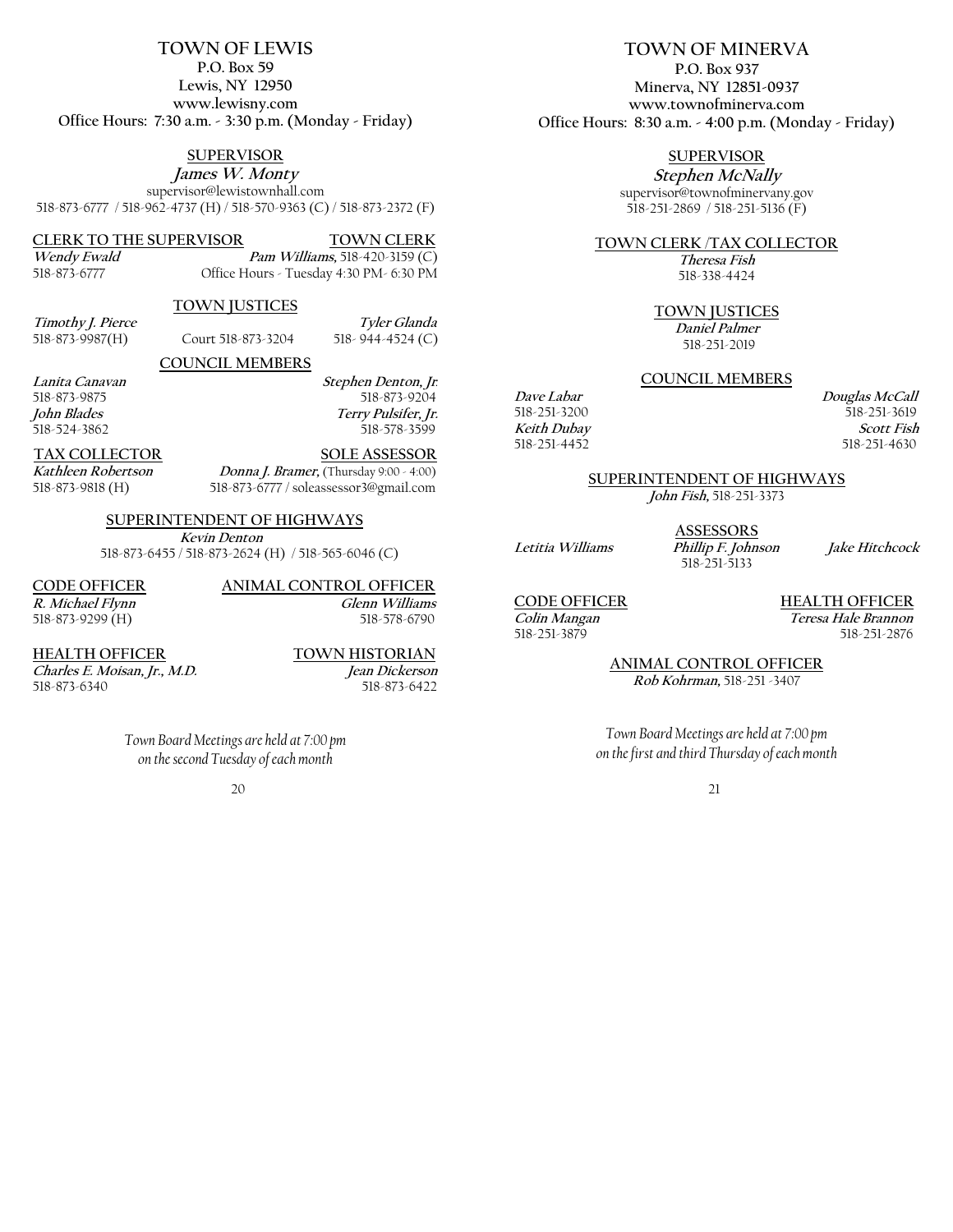# TOWN OF LEWIS

**P.O. Box 59**
**Lewis, NY 12950**
**www.lewisny.com**
**Office Hours: 7:30 a.m. - 3:30 p.m. (Monday - Friday)**

## SUPERVISOR

***James W. Monty***
supervisor@lewistownhall.com
518-873-6777 / 518-962-4737 (H) / 518-570-9363 (C) / 518-873-2372 (F)

## CLERK TO THE SUPERVISOR

***Wendy Ewald***
518-873-6777

## TOWN CLERK

***Pam Williams,*** 518-420-3159 (C)
Office Hours - Tuesday 4:30 PM- 6:30 PM

## TOWN JUSTICES

***Timothy J. Pierce***
518-873-9987(H)

Court 518-873-3204

***Tyler Glanda***
518- 944-4524 (C)

## COUNCIL MEMBERS

***Lanita Canavan***
518-873-9875

***Stephen Denton, Jr.***
518-873-9204

***John Blades***
518-524-3862

***Terry Pulsifer, Jr.***
518-578-3599

## TAX COLLECTOR

***Kathleen Robertson***
518-873-9818 (H)

## SOLE ASSESSOR

***Donna J. Bramer,*** (Thursday 9:00 - 4:00)
518-873-6777 / soleassessor3@gmail.com

## SUPERINTENDENT OF HIGHWAYS

***Kevin Denton***
518-873-6455 / 518-873-2624 (H) / 518-565-6046 (C)

## CODE OFFICER

***R. Michael Flynn***
518-873-9299 (H)

## ANIMAL CONTROL OFFICER

***Glenn Williams***
518-578-6790

## HEALTH OFFICER

***Charles E. Moisan, Jr., M.D.***
518-873-6340

## TOWN HISTORIAN

***Jean Dickerson***
518-873-6422

*Town Board Meetings are held at 7:00 pm on the second Tuesday of each month*

# TOWN OF MINERVA

**P.O. Box 937**
**Minerva, NY 12851-0937**
**www.townofminerva.com**
**Office Hours: 8:30 a.m. - 4:00 p.m. (Monday - Friday)**

## SUPERVISOR

***Stephen McNally***
supervisor@townofminervany.gov
518-251-2869 / 518-251-5136 (F)

## TOWN CLERK /TAX COLLECTOR

***Theresa Fish***
518-338-4424

## TOWN JUSTICES

***Daniel Palmer***
518-251-2019

## COUNCIL MEMBERS

***Dave Labar***
518-251-3200

***Douglas McCall***
518-251-3619

***Keith Dubay***
518-251-4452

***Scott Fish***
518-251-4630

## SUPERINTENDENT OF HIGHWAYS

***John Fish,*** 518-251-3373

## ASSESSORS

***Letitia Williams***

***Phillip F. Johnson***
518-251-5133

***Jake Hitchcock***

## CODE OFFICER

***Colin Mangan***
518-251-3879

## HEALTH OFFICER

***Teresa Hale Brannon***
518-251-2876

## ANIMAL CONTROL OFFICER

***Rob Kohrman,*** 518-251 -3407

*Town Board Meetings are held at 7:00 pm on the first and third Thursday of each month*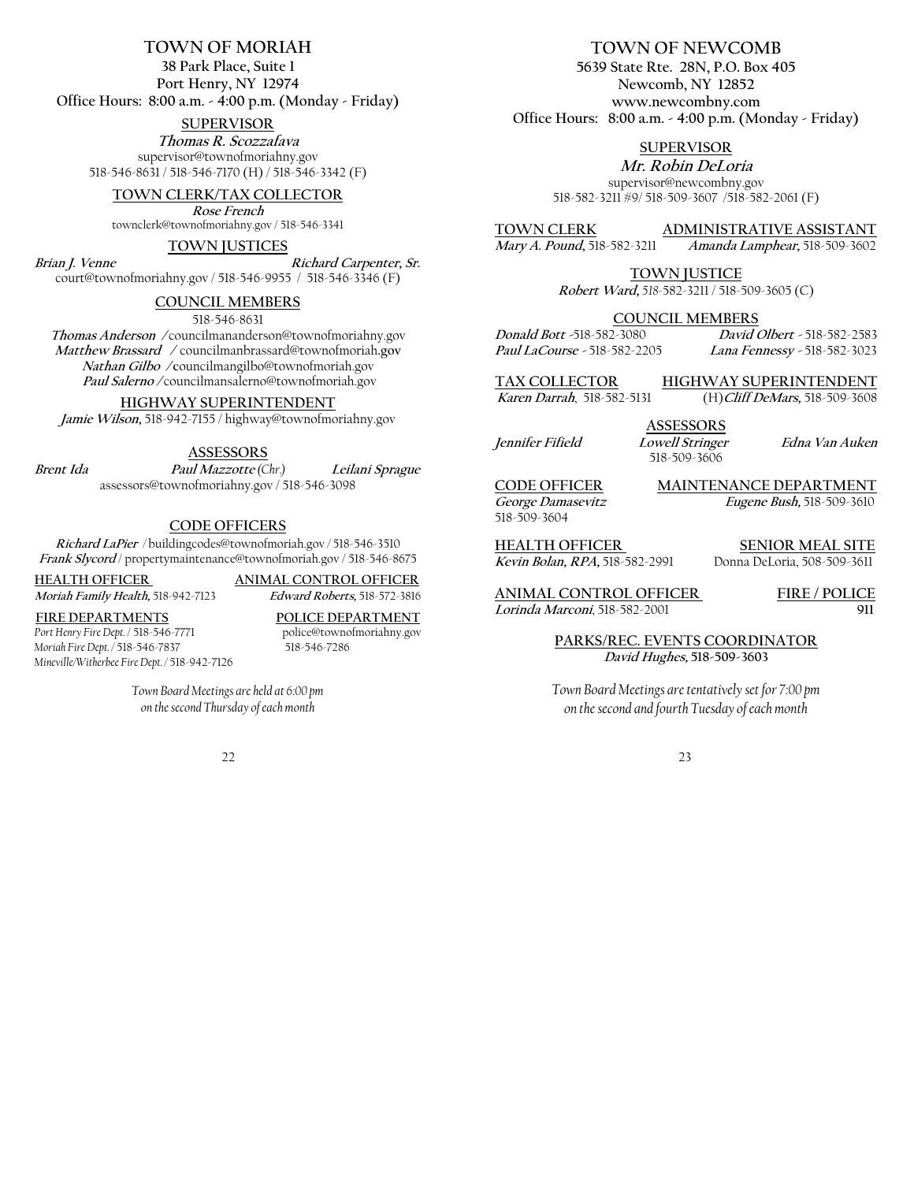# TOWN OF MORIAH

**38 Park Place, Suite 1**
**Port Henry, NY 12974**
**Office Hours: 8:00 a.m. - 4:00 p.m. (Monday - Friday)**

## SUPERVISOR

***Thomas R. Scozzafava***
supervisor@townofmoriahny.gov
518-546-8631 / 518-546-7170 (H) / 518-546-3342 (F)

## TOWN CLERK/TAX COLLECTOR

***Rose French***
townclerk@townofmoriahny.gov / 518-546-3341

## TOWN JUSTICES

***Brian J. Venne*** ***Richard Carpenter, Sr.***
court@townofmoriahny.gov / 518-546-9955 / 518-546-3346 (F)

## COUNCIL MEMBERS

518-546-8631
***Thomas Anderson*** /councilmananderson@townofmoriahny.gov
***Matthew Brassard*** / councilmanbrassard@townofmoriah.gov
***Nathan Gilbo*** /councilmangilbo@townofmoriah.gov
***Paul Salerno*** /councilmansalerno@townofmoriah.gov

## HIGHWAY SUPERINTENDENT

***Jamie Wilson,*** 518-942-7155 / highway@townofmoriahny.gov

## ASSESSORS

***Brent Ida*** ***Paul Mazzotte*** *(Chr.)* ***Leilani Sprague***
assessors@townofmoriahny.gov / 518-546-3098

## CODE OFFICERS

***Richard LaPier*** / buildingcodes@townofmoriah.gov / 518-546-3510
***Frank Slycord*** / propertymaintenance@townofmoriah.gov / 518-546-8675

## HEALTH OFFICER

***Moriah Family Health,*** 518-942-7123

## ANIMAL CONTROL OFFICER

***Edward Roberts,*** 518-572-3816

## FIRE DEPARTMENTS

*Port Henry Fire Dept.* / 518-546-7771
*Moriah Fire Dept.* / 518-546-7837
*Mineville/Witherbee Fire Dept.* / 518-942-7126

## POLICE DEPARTMENT

police@townofmoriahny.gov
518-546-7286

*Town Board Meetings are held at 6:00 pm on the second Thursday of each month*

# TOWN OF NEWCOMB

**5639 State Rte. 28N, P.O. Box 405**
**Newcomb, NY 12852**
**www.newcombny.com**
**Office Hours: 8:00 a.m. - 4:00 p.m. (Monday - Friday)**

## SUPERVISOR

***Mr. Robin DeLoria***
supervisor@newcombny.gov
518-582-3211 #9/ 518-509-3607 /518-582-2061 (F)

## TOWN CLERK

***Mary A. Pound,*** 518-582-3211

## ADMINISTRATIVE ASSISTANT

***Amanda Lamphear,*** 518-509-3602

## TOWN JUSTICE

***Robert Ward,*** 518-582-3211 / 518-509-3605 (C)

## COUNCIL MEMBERS

***Donald Bott*** -518-582-3080
***David Olbert*** - 518-582-2583
***Paul LaCourse*** - 518-582-2205
***Lana Fennessy*** - 518-582-3023

## TAX COLLECTOR

***Karen Darrah,*** 518-582-5131

## HIGHWAY SUPERINTENDENT

(H)***Cliff DeMars,*** 518-509-3608

## ASSESSORS

***Jennifer Fifield*** ***Lowell Stringer*** ***Edna Van Auken***
518-509-3606

## CODE OFFICER

***George Damasevitz***
518-509-3604

## MAINTENANCE DEPARTMENT

***Eugene Bush,*** 518-509-3610

## HEALTH OFFICER

***Kevin Bolan, RPA,*** 518-582-2991

## SENIOR MEAL SITE

Donna DeLoria, 508-509-3611

## ANIMAL CONTROL OFFICER

***Lorinda Marconi,*** 518-582-2001

## FIRE / POLICE

911

## PARKS/REC. EVENTS COORDINATOR

***David Hughes,*** 518-509-3603

*Town Board Meetings are tentatively set for 7:00 pm on the second and fourth Tuesday of each month*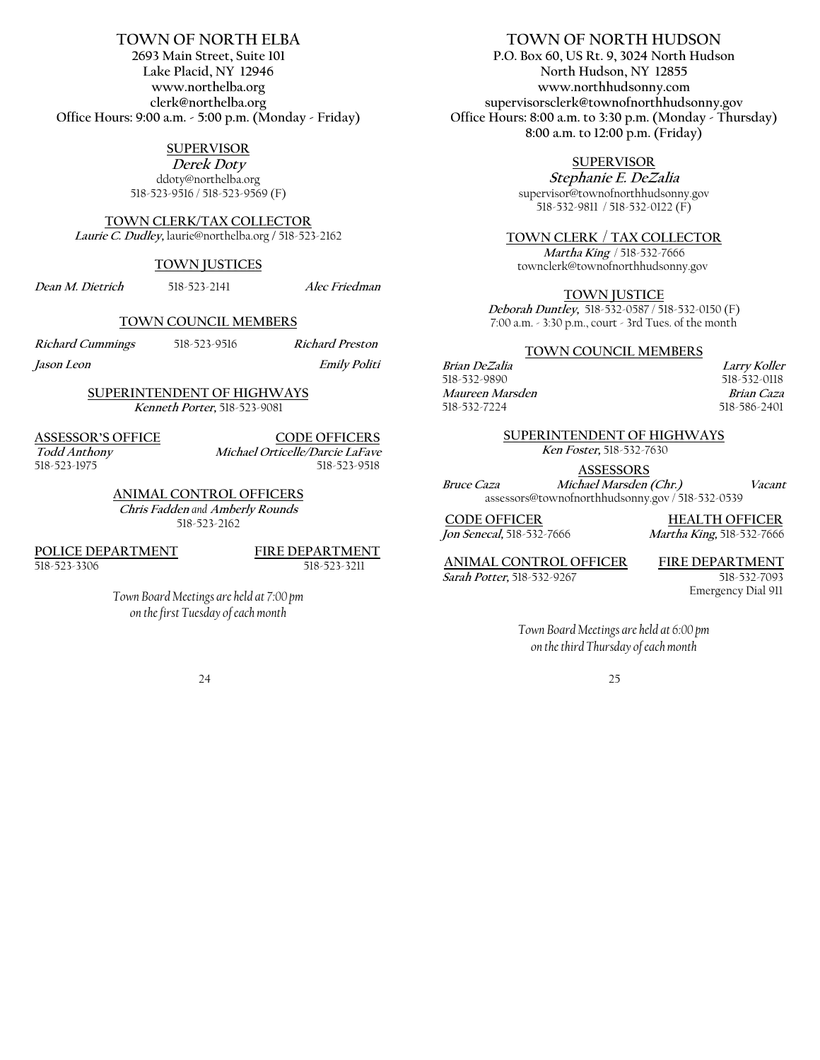# TOWN OF NORTH ELBA

**2693 Main Street, Suite 101**
**Lake Placid, NY 12946**
**www.northelba.org**
**clerk@northelba.org**
**Office Hours: 9:00 a.m. - 5:00 p.m. (Monday - Friday)**

## SUPERVISOR

***Derek Doty***
ddoty@northelba.org
518-523-9516 / 518-523-9569 (F)

## TOWN CLERK/TAX COLLECTOR

***Laurie C. Dudley,*** laurie@northelba.org / 518-523-2162

## TOWN JUSTICES

***Dean M. Dietrich*** 518-523-2141 ***Alec Friedman***

## TOWN COUNCIL MEMBERS

***Richard Cummings*** 518-523-9516 ***Richard Preston***

***Jason Leon*** ***Emily Politi***

## SUPERINTENDENT OF HIGHWAYS

***Kenneth Porter,*** 518-523-9081

## ASSESSOR'S OFFICE

***Todd Anthony***
518-523-1975

## CODE OFFICERS

***Michael Orticelle/Darcie LaFave***
518-523-9518

## ANIMAL CONTROL OFFICERS

***Chris Fadden*** *and* ***Amberly Rounds***
518-523-2162

## POLICE DEPARTMENT

518-523-3306

## FIRE DEPARTMENT

518-523-3211

*Town Board Meetings are held at 7:00 pm on the first Tuesday of each month*

# TOWN OF NORTH HUDSON

**P.O. Box 60, US Rt. 9, 3024 North Hudson**
**North Hudson, NY 12855**
**www.northhudsonny.com**
**supervisorsclerk@townofnorthhudsonny.gov**
**Office Hours: 8:00 a.m. to 3:30 p.m. (Monday - Thursday)**
**8:00 a.m. to 12:00 p.m. (Friday)**

## SUPERVISOR

***Stephanie E. DeZalia***
supervisor@townofnorthhudsonny.gov
518-532-9811 / 518-532-0122 (F)

## TOWN CLERK / TAX COLLECTOR

***Martha King*** / 518-532-7666
townclerk@townofnorthhudsonny.gov

## TOWN JUSTICE

***Deborah Duntley,*** 518-532-0587 / 518-532-0150 (F)
7:00 a.m. - 3:30 p.m., court - 3rd Tues. of the month

## TOWN COUNCIL MEMBERS

***Brian DeZalia*** 518-532-9890
***Larry Koller*** 518-532-0118
***Maureen Marsden*** 518-532-7224
***Brian Caza*** 518-586-2401

## SUPERINTENDENT OF HIGHWAYS

***Ken Foster,*** 518-532-7630

## ASSESSORS

***Bruce Caza*** ***Michael Marsden (Chr.)*** ***Vacant***
assessors@townofnorthhudsonny.gov / 518-532-0539

## CODE OFFICER

***Jon Senecal,*** 518-532-7666

## HEALTH OFFICER

***Martha King,*** 518-532-7666

## ANIMAL CONTROL OFFICER

***Sarah Potter,*** 518-532-9267

## FIRE DEPARTMENT

518-532-7093
Emergency Dial 911

*Town Board Meetings are held at 6:00 pm on the third Thursday of each month*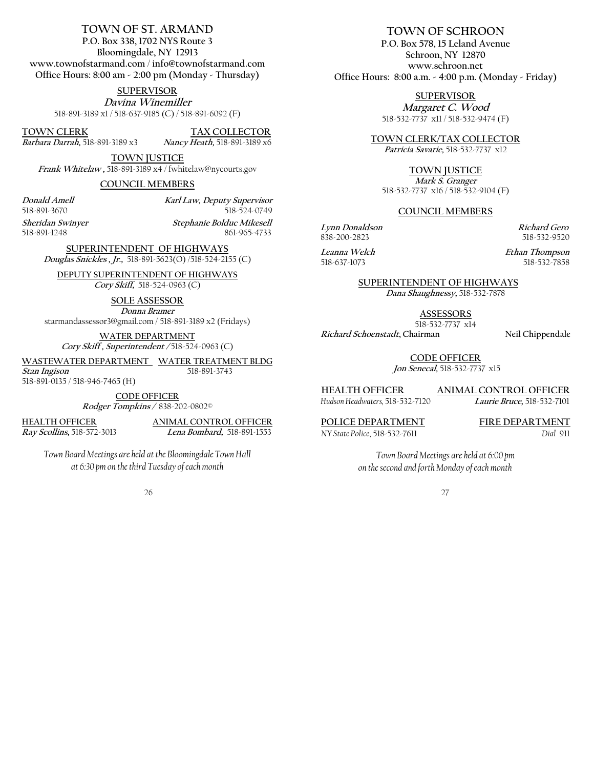## TOWN OF ST. ARMAND

**P.O. Box 338, 1702 NYS Route 3**
**Bloomingdale, NY 12913**
**www.townofstarmand.com / info@townofstarmand.com**
**Office Hours: 8:00 am - 2:00 pm (Monday - Thursday)**

**SUPERVISOR**
***Davina Winemiller***
518-891-3189 x1 / 518-637-9185 (C) / 518-891-6092 (F)

**TOWN CLERK**
***Barbara Darrah,*** 518-891-3189 x3

**TAX COLLECTOR**
***Nancy Heath,*** 518-891-3189 x6

**TOWN JUSTICE**
***Frank Whitelaw*** , 518-891-3189 x4 / fwhitelaw@nycourts.gov

**COUNCIL MEMBERS**

***Donald Amell***
518-891-3670

***Karl Law, Deputy Supervisor***
518-524-0749

***Sheridan Swinyer***
518-891-1248

***Stephanie Bolduc Mikesell***
861-965-4733

**SUPERINTENDENT OF HIGHWAYS**
***Douglas Snickles , Jr.,*** 518-891-5623(O) /518-524-2155 (C)

**DEPUTY SUPERINTENDENT OF HIGHWAYS**
***Cory Skiff,*** 518-524-0963 (C)

**SOLE ASSESSOR**
***Donna Bramer***
starmandassessor3@gmail.com / 518-891-3189 x2 (Fridays)

**WATER DEPARTMENT**
***Cory Skiff , Superintendent*** / 518-524-0963 (C)

**WASTEWATER DEPARTMENT**
***Stan Ingison***
518-891-0135 / 518-946-7465 (H)

**WATER TREATMENT BLDG**
518-891-3743

**CODE OFFICER**
***Rodger Tompkins*** / 838-202-0802©

**HEALTH OFFICER**
***Ray Scollins,*** 518-572-3013

**ANIMAL CONTROL OFFICER**
***Lena Bombard,*** 518-891-1553

*Town Board Meetings are held at the Bloomingdale Town Hall at 6:30 pm on the third Tuesday of each month*

## TOWN OF SCHROON

**P.O. Box 578, 15 Leland Avenue**
**Schroon, NY 12870**
**www.schroon.net**
**Office Hours: 8:00 a.m. - 4:00 p.m. (Monday - Friday)**

**SUPERVISOR**
***Margaret C. Wood***
518-532-7737 x11 / 518-532-9474 (F)

**TOWN CLERK/TAX COLLECTOR**
***Patricia Savarie,*** 518-532-7737 x12

**TOWN JUSTICE**
***Mark S. Granger***
518-532-7737 x16 / 518-532-9104 (F)

**COUNCIL MEMBERS**

***Lynn Donaldson***
838-200-2823

***Richard Gero***
518-532-9520

***Leanna Welch***
518-637-1073

***Ethan Thompson***
518-532-7858

**SUPERINTENDENT OF HIGHWAYS**
***Dana Shaughnessy,*** 518-532-7878

**ASSESSORS**
518-532-7737 x14
***Richard Schoenstadt***, Chairman
Neil Chippendale

**CODE OFFICER**
***Jon Senecal,*** 518-532-7737 x15

**HEALTH OFFICER**
*Hudson Headwaters,* 518-532-7120

**ANIMAL CONTROL OFFICER**
***Laurie Bruce,*** 518-532-7101

**POLICE DEPARTMENT**
*NY State Police,* 518-532-7611

**FIRE DEPARTMENT**
*Dial* 911

*Town Board Meetings are held at 6:00 pm on the second and forth Monday of each month*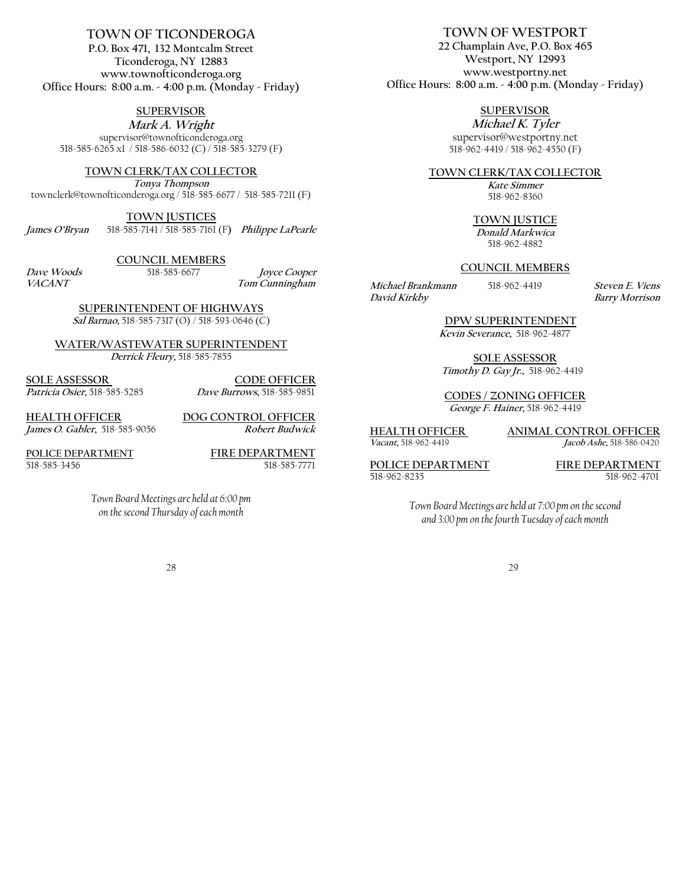# TOWN OF TICONDEROGA

**P.O. Box 471, 132 Montcalm Street**
**Ticonderoga, NY 12883**
**www.townofticonderoga.org**
**Office Hours: 8:00 a.m. - 4:00 p.m. (Monday - Friday)**

**SUPERVISOR**
***Mark A. Wright***
supervisor@townofticonderoga.org
518-585-6265 x1 / 518-586-6032 (C) / 518-585-3279 (F)

**TOWN CLERK/TAX COLLECTOR**
***Tonya Thompson***
townclerk@townofticonderoga.org / 518-585-6677 / 518-585-7211 (F)

**TOWN JUSTICES**
***James O'Bryan*** 518-585-7141 / 518-585-7161 (F) ***Philippe LaPearle***

**COUNCIL MEMBERS**
***Dave Woods*** 518-585-6677 ***Joyce Cooper***
***VACANT*** ***Tom Cunningham***

**SUPERINTENDENT OF HIGHWAYS**
***Sal Barnao***, 518-585-7317 (O) / 518-593-0646 (C)

**WATER/WASTEWATER SUPERINTENDENT**
***Derrick Fleury***, 518-585-7855

**SOLE ASSESSOR**
***Patricia Osier***, 518-585-5285

**CODE OFFICER**
***Dave Burrows***, 518-585-9851

**HEALTH OFFICER**
***James O. Gabler***, 518-585-9056

**DOG CONTROL OFFICER**
***Robert Budwick***

**POLICE DEPARTMENT**
518-585-3456

**FIRE DEPARTMENT**
518-585-7771

*Town Board Meetings are held at 6:00 pm on the second Thursday of each month*

# TOWN OF WESTPORT

**22 Champlain Ave, P.O. Box 465**
**Westport, NY 12993**
**www.westportny.net**
**Office Hours: 8:00 a.m. - 4:00 p.m. (Monday - Friday)**

**SUPERVISOR**
***Michael K. Tyler***
supervisor@westportny.net
518-962-4419 / 518-962-4550 (F)

**TOWN CLERK/TAX COLLECTOR**
***Kate Simmer***
518-962-8360

**TOWN JUSTICE**
***Donald Markwica***
518-962-4882

**COUNCIL MEMBERS**
***Michael Brankmann*** 518-962-4419 ***Steven E. Viens***
***David Kirkby*** ***Barry Morrison***

**DPW SUPERINTENDENT**
***Kevin Severance***, 518-962-4877

**SOLE ASSESSOR**
***Timothy D. Gay Jr.***, 518-962-4419

**CODES / ZONING OFFICER**
***George F. Hainer***, 518-962-4419

**HEALTH OFFICER**
***Vacant***, 518-962-4419

**ANIMAL CONTROL OFFICER**
***Jacob Ashe***, 518-586-0420

**POLICE DEPARTMENT**
518-962-8235

**FIRE DEPARTMENT**
518-962-4701

*Town Board Meetings are held at 7:00 pm on the second and 3:00 pm on the fourth Tuesday of each month*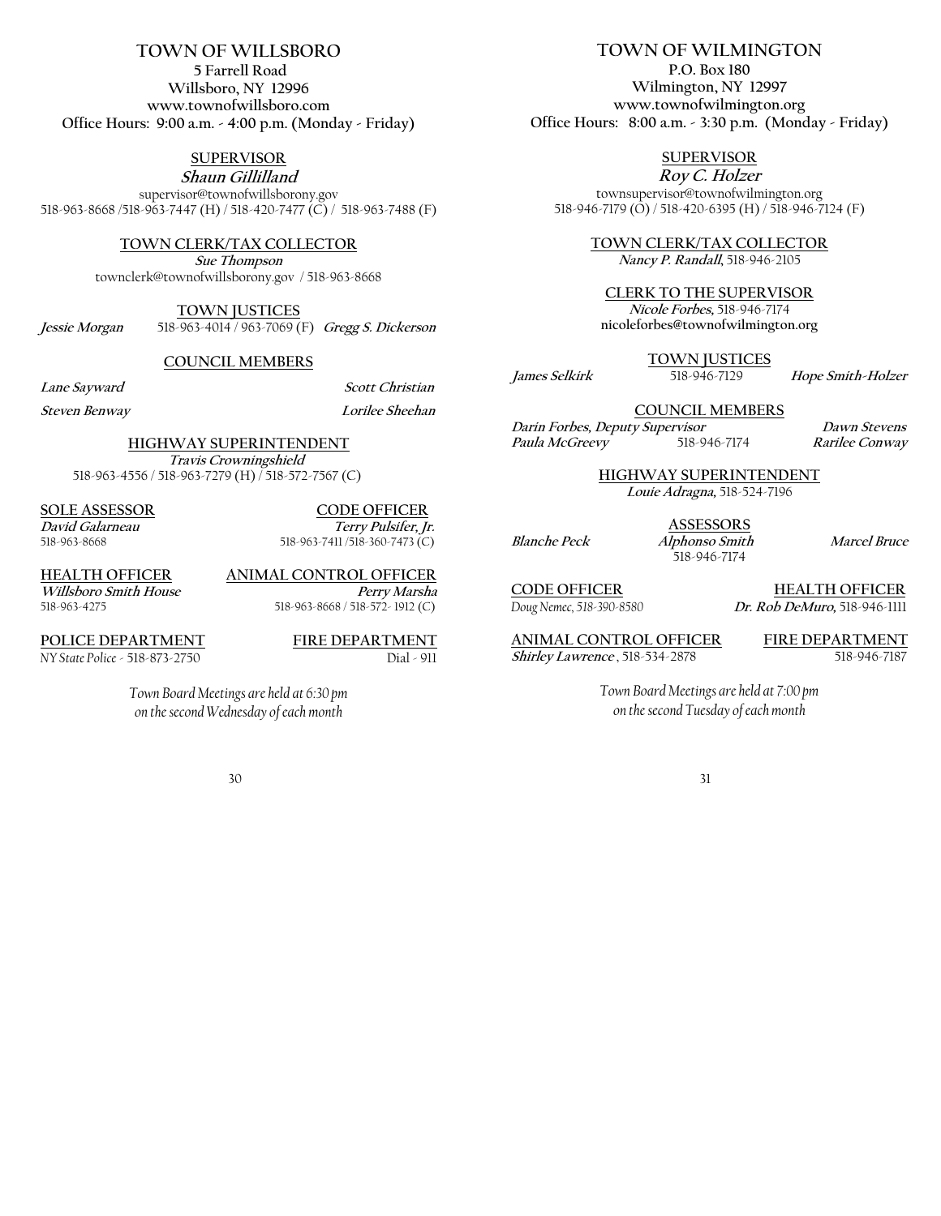# TOWN OF WILLSBORO

**5 Farrell Road**
**Willsboro, NY 12996**
**www.townofwillsboro.com**
**Office Hours: 9:00 a.m. - 4:00 p.m. (Monday - Friday)**

## SUPERVISOR

***Shaun Gillilland***
supervisor@townofwillsborony.gov
518-963-8668 /518-963-7447 (H) / 518-420-7477 (C) / 518-963-7488 (F)

## TOWN CLERK/TAX COLLECTOR

***Sue Thompson***
townclerk@townofwillsborony.gov / 518-963-8668

## TOWN JUSTICES

***Jessie Morgan*** 518-963-4014 / 963-7069 (F) ***Gregg S. Dickerson***

## COUNCIL MEMBERS

***Lane Sayward***
***Scott Christian***
***Steven Benway***
***Lorilee Sheehan***

## HIGHWAY SUPERINTENDENT

***Travis Crowningshield***
518-963-4556 / 518-963-7279 (H) / 518-572-7567 (C)

## SOLE ASSESSOR

***David Galarneau***
518-963-8668

## CODE OFFICER

***Terry Pulsifer, Jr.***
518-963-7411 /518-360-7473 (C)

## HEALTH OFFICER

***Willsboro Smith House***
518-963-4275

## ANIMAL CONTROL OFFICER

***Perry Marsha***
518-963-8668 / 518-572- 1912 (C)

## POLICE DEPARTMENT

*NY State Police - 518-873-2750*

## FIRE DEPARTMENT

Dial - 911

*Town Board Meetings are held at 6:30 pm on the second Wednesday of each month*

# TOWN OF WILMINGTON

**P.O. Box 180**
**Wilmington, NY 12997**
**www.townofwilmington.org**
**Office Hours: 8:00 a.m. - 3:30 p.m. (Monday - Friday)**

## SUPERVISOR

***Roy C. Holzer***
townsupervisor@townofwilmington.org
518-946-7179 (O) / 518-420-6395 (H) / 518-946-7124 (F)

## TOWN CLERK/TAX COLLECTOR

***Nancy P. Randall***, 518-946-2105

## CLERK TO THE SUPERVISOR

***Nicole Forbes***, 518-946-7174
**nicoleforbes@townofwilmington.org**

## TOWN JUSTICES

***James Selkirk*** 518-946-7129 ***Hope Smith-Holzer***

## COUNCIL MEMBERS

***Darin Forbes, Deputy Supervisor***
***Dawn Stevens***
***Paula McGreevy*** 518-946-7174
***Rarilee Conway***

## HIGHWAY SUPERINTENDENT

***Louie Adragna***, 518-524-7196

## ASSESSORS

***Blanche Peck*** ***Alphonso Smith*** ***Marcel Bruce***
518-946-7174

## CODE OFFICER

*Doug Nemec, 518-390-8580*

## HEALTH OFFICER

***Dr. Rob DeMuro***, 518-946-1111

## ANIMAL CONTROL OFFICER

***Shirley Lawrence*** , 518-534-2878

## FIRE DEPARTMENT

518-946-7187

*Town Board Meetings are held at 7:00 pm on the second Tuesday of each month*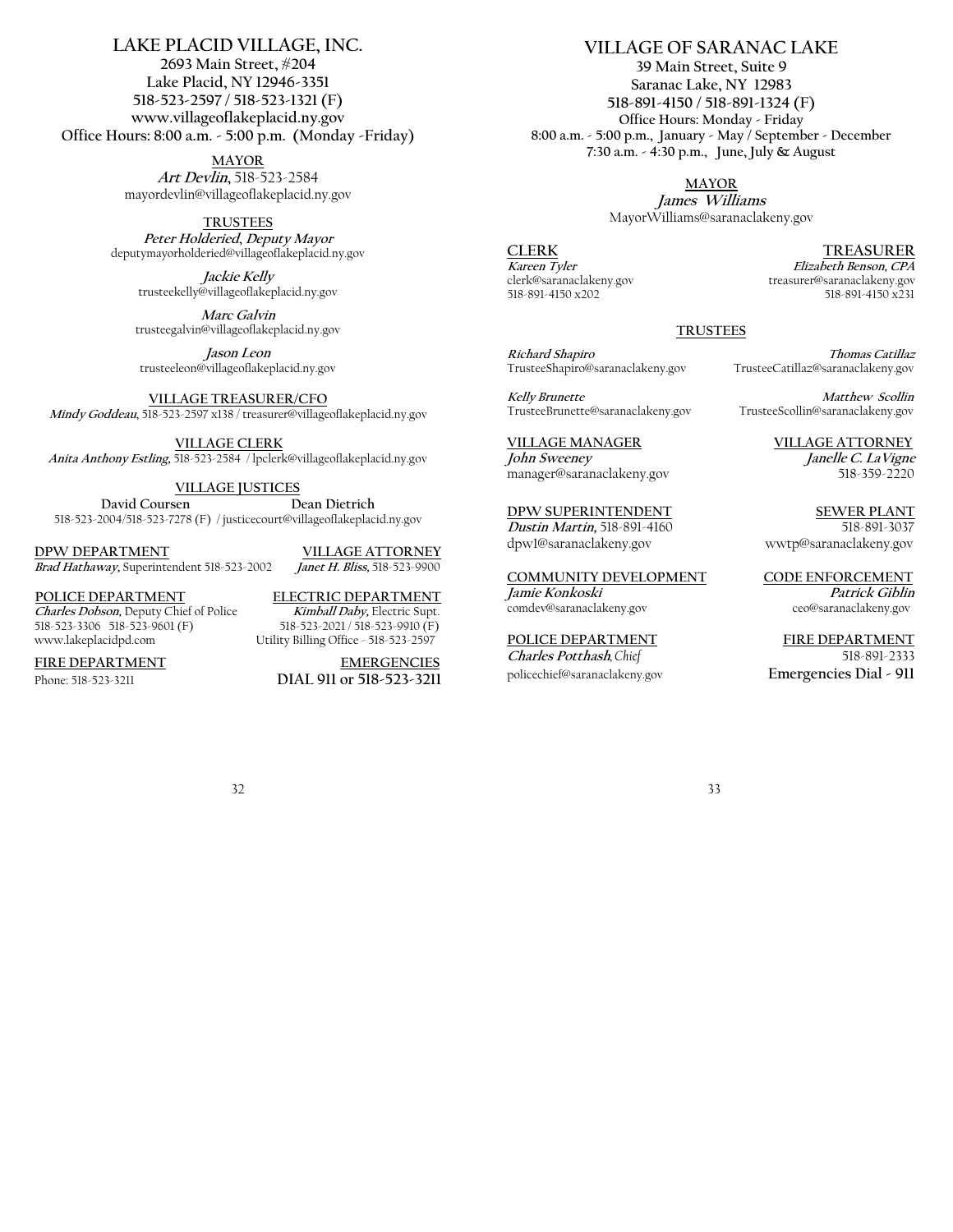# LAKE PLACID VILLAGE, INC.

**2693 Main Street, #204**
**Lake Placid, NY 12946-3351**
**518-523-2597 / 518-523-1321 (F)**
**www.villageoflakeplacid.ny.gov**
**Office Hours: 8:00 a.m. - 5:00 p.m. (Monday -Friday)**

**MAYOR**
***Art Devlin***, 518-523-2584
mayordevlin@villageoflakeplacid.ny.gov

**TRUSTEES**

***Peter Holderied, Deputy Mayor***
deputymayorholderied@villageoflakeplacid.ny.gov

***Jackie Kelly***
trusteekelly@villageoflakeplacid.ny.gov

***Marc Galvin***
trusteegalvin@villageoflakeplacid.ny.gov

***Jason Leon***
trusteeleon@villageoflakeplacid.ny.gov

**VILLAGE TREASURER/CFO**
***Mindy Goddeau***, 518-523-2597 x138 / treasurer@villageoflakeplacid.ny.gov

**VILLAGE CLERK**
***Anita Anthony Estling***, 518-523-2584 / lpclerk@villageoflakeplacid.ny.gov

**VILLAGE JUSTICES**
**David Coursen** **Dean Dietrich**
518-523-2004/518-523-7278 (F) / justicecourt@villageoflakeplacid.ny.gov

**DPW DEPARTMENT**
***Brad Hathaway***, Superintendent 518-523-2002

**VILLAGE ATTORNEY**
***Janet H. Bliss***, 518-523-9900

**POLICE DEPARTMENT**
***Charles Dobson***, Deputy Chief of Police
518-523-3306 518-523-9601 (F)
www.lakeplacidpd.com

**ELECTRIC DEPARTMENT**
***Kimball Daby***, Electric Supt.
518-523-2021 / 518-523-9910 (F)
Utility Billing Office - 518-523-2597

**FIRE DEPARTMENT**
Phone: 518-523-3211

**EMERGENCIES**
**DIAL 911 or 518-523-3211**

# VILLAGE OF SARANAC LAKE

**39 Main Street, Suite 9**
**Saranac Lake, NY 12983**
**518-891-4150 / 518-891-1324 (F)**
**Office Hours: Monday - Friday**
**8:00 a.m. - 5:00 p.m., January - May / September - December**
**7:30 a.m. - 4:30 p.m., June, July & August**

**MAYOR**
***James Williams***
MayorWilliams@saranaclakeny.gov

**CLERK**
***Kareen Tyler***
clerk@saranaclakeny.gov
518-891-4150 x202

**TREASURER**
***Elizabeth Benson, CPA***
treasurer@saranaclakeny.gov
518-891-4150 x231

**TRUSTEES**

***Richard Shapiro***
TrusteeShapiro@saranaclakeny.gov

***Thomas Catillaz***
TrusteeCatillaz@saranaclakeny.gov

***Kelly Brunette***
TrusteeBrunette@saranaclakeny.gov

***Matthew Scollin***
TrusteeScollin@saranaclakeny.gov

**VILLAGE MANAGER**
***John Sweeney***
manager@saranaclakeny.gov

**VILLAGE ATTORNEY**
***Janelle C. LaVigne***
518-359-2220

**DPW SUPERINTENDENT**
***Dustin Martin***, 518-891-4160
dpw1@saranaclakeny.gov

**SEWER PLANT**
518-891-3037
wwtp@saranaclakeny.gov

**COMMUNITY DEVELOPMENT**
***Jamie Konkoski***
comdev@saranaclakeny.gov

**CODE ENFORCEMENT**
***Patrick Giblin***
ceo@saranaclakeny.gov

**POLICE DEPARTMENT**
***Charles Potthash***, *Chief*
policechief@saranaclakeny.gov

**FIRE DEPARTMENT**
518-891-2333
**Emergencies Dial - 911**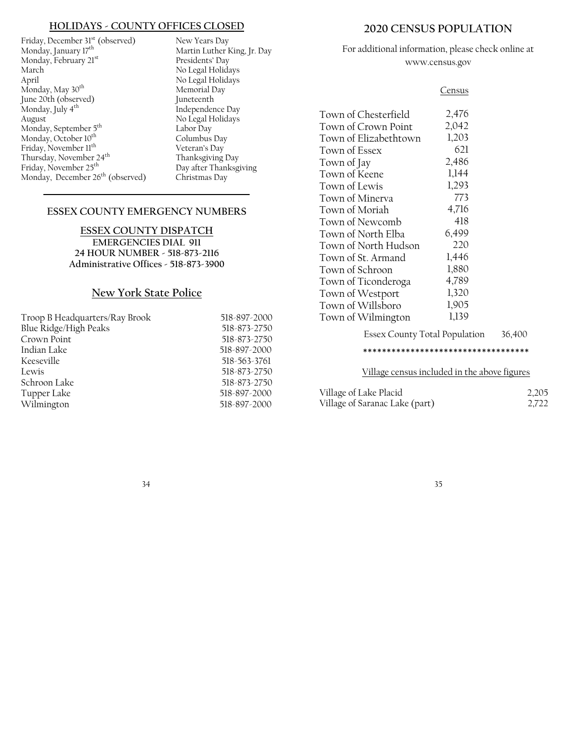## HOLIDAYS - COUNTY OFFICES CLOSED

| | |
|---|---|
| Friday, December 31st (observed) | New Years Day |
| Monday, January 17th | Martin Luther King, Jr. Day |
| Monday, February 21st | Presidents' Day |
| March | No Legal Holidays |
| April | No Legal Holidays |
| Monday, May 30th | Memorial Day |
| June 20th (observed) | Juneteenth |
| Monday, July 4th | Independence Day |
| August | No Legal Holidays |
| Monday, September 5th | Labor Day |
| Monday, October 10th | Columbus Day |
| Friday, November 11th | Veteran's Day |
| Thursday, November 24th | Thanksgiving Day |
| Friday, November 25th | Day after Thanksgiving |
| Monday, December 26th (observed) | Christmas Day |

## ESSEX COUNTY EMERGENCY NUMBERS

### ESSEX COUNTY DISPATCH

**EMERGENCIES DIAL 911**
**24 HOUR NUMBER - 518-873-2116**
**Administrative Offices - 518-873-3900**

### New York State Police

| | |
|---|---|
| Troop B Headquarters/Ray Brook | 518-897-2000 |
| Blue Ridge/High Peaks | 518-873-2750 |
| Crown Point | 518-873-2750 |
| Indian Lake | 518-897-2000 |
| Keeseville | 518-563-3761 |
| Lewis | 518-873-2750 |
| Schroon Lake | 518-873-2750 |
| Tupper Lake | 518-897-2000 |
| Wilmington | 518-897-2000 |

## 2020 CENSUS POPULATION

For additional information, please check online at www.census.gov

| | Census |
|---|---|
| Town of Chesterfield | 2,476 |
| Town of Crown Point | 2,042 |
| Town of Elizabethtown | 1,203 |
| Town of Essex | 621 |
| Town of Jay | 2,486 |
| Town of Keene | 1,144 |
| Town of Lewis | 1,293 |
| Town of Minerva | 773 |
| Town of Moriah | 4,716 |
| Town of Newcomb | 418 |
| Town of North Elba | 6,499 |
| Town of North Hudson | 220 |
| Town of St. Armand | 1,446 |
| Town of Schroon | 1,880 |
| Town of Ticonderoga | 4,789 |
| Town of Westport | 1,320 |
| Town of Willsboro | 1,905 |
| Town of Wilmington | 1,139 |

Essex County Total Population 36,400

***********************************

Village census included in the above figures

| | |
|---|---|
| Village of Lake Placid | 2,205 |
| Village of Saranac Lake (part) | 2,722 |